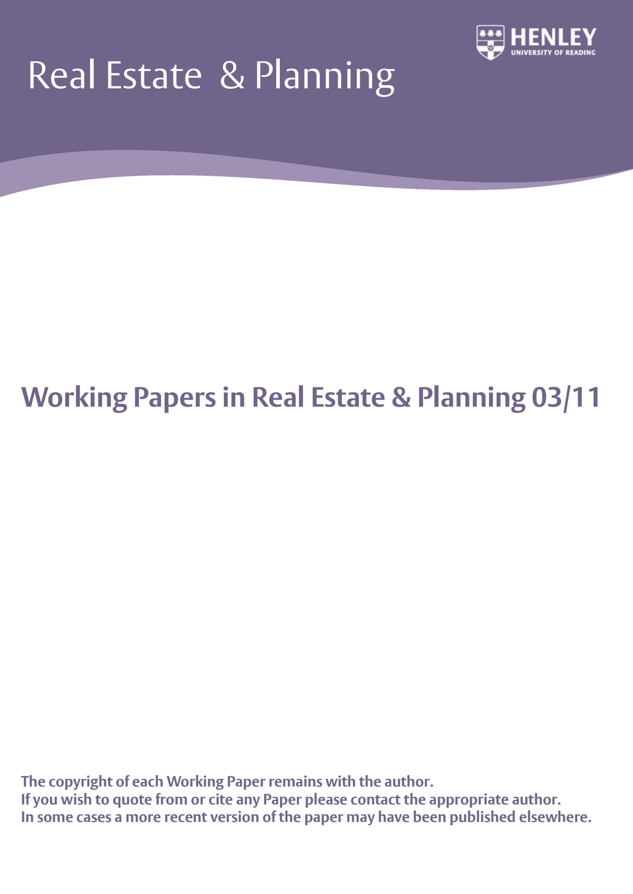# Real Estate & Planning

HENLEY
UNIVERSITY OF READING

## Working Papers in Real Estate & Planning 03/11

**The copyright of each Working Paper remains with the author.**
**If you wish to quote from or cite any Paper please contact the appropriate author.**
**In some cases a more recent version of the paper may have been published elsewhere.**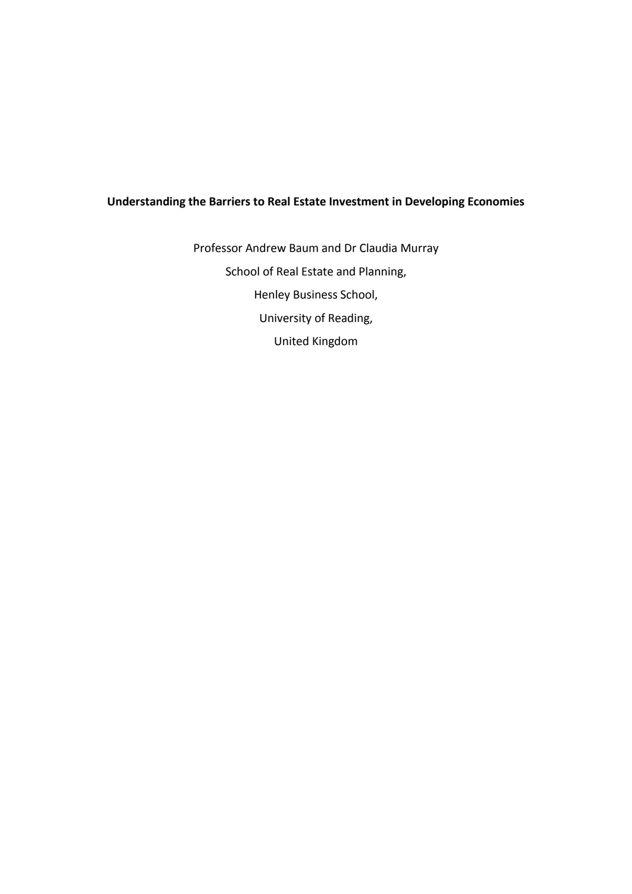**Understanding the Barriers to Real Estate Investment in Developing Economies**

Professor Andrew Baum and Dr Claudia Murray

School of Real Estate and Planning,

Henley Business School,

University of Reading,

United Kingdom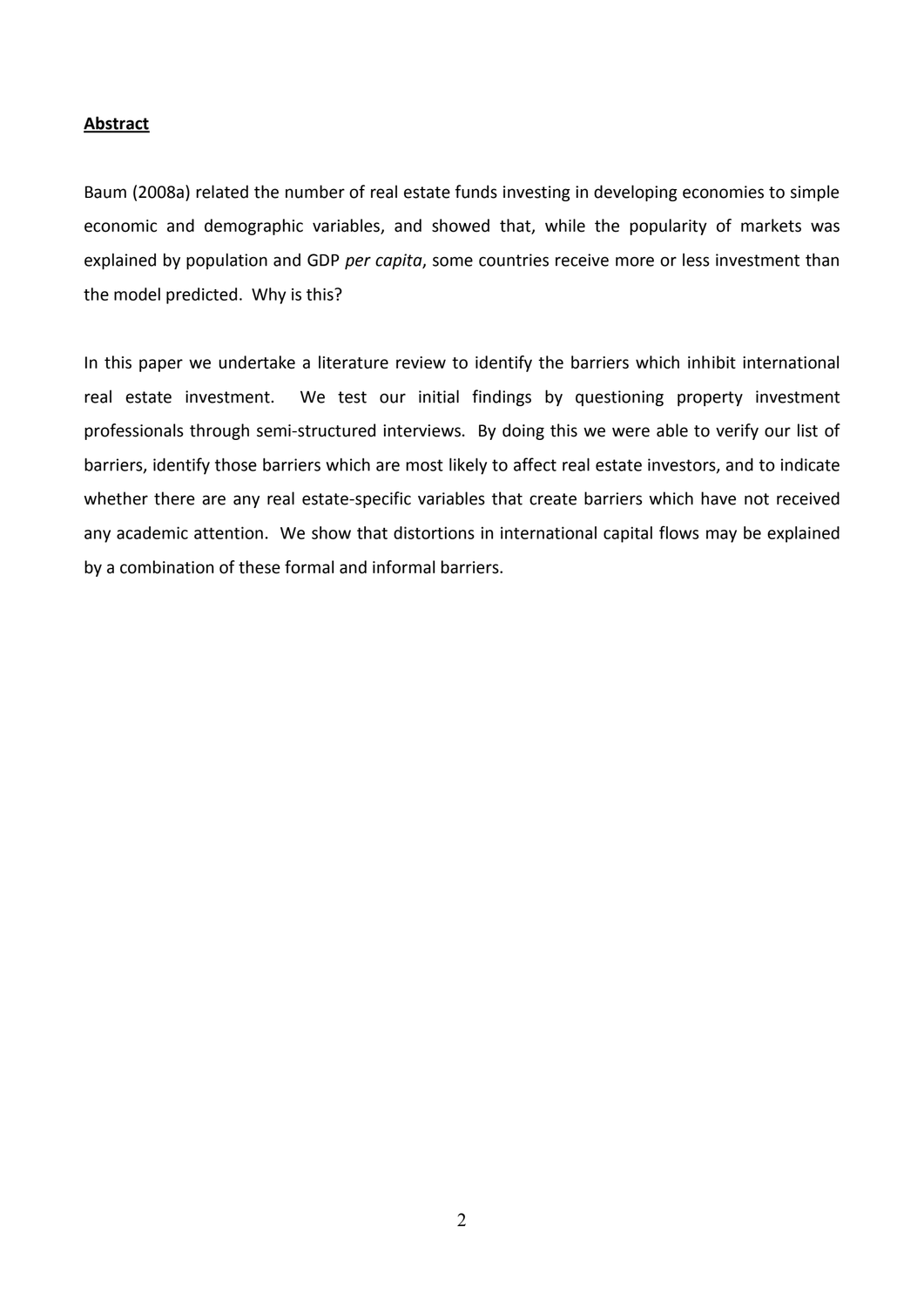**Abstract**

Baum (2008a) related the number of real estate funds investing in developing economies to simple economic and demographic variables, and showed that, while the popularity of markets was explained by population and GDP *per capita*, some countries receive more or less investment than the model predicted. Why is this?

In this paper we undertake a literature review to identify the barriers which inhibit international real estate investment. We test our initial findings by questioning property investment professionals through semi-structured interviews. By doing this we were able to verify our list of barriers, identify those barriers which are most likely to affect real estate investors, and to indicate whether there are any real estate-specific variables that create barriers which have not received any academic attention. We show that distortions in international capital flows may be explained by a combination of these formal and informal barriers.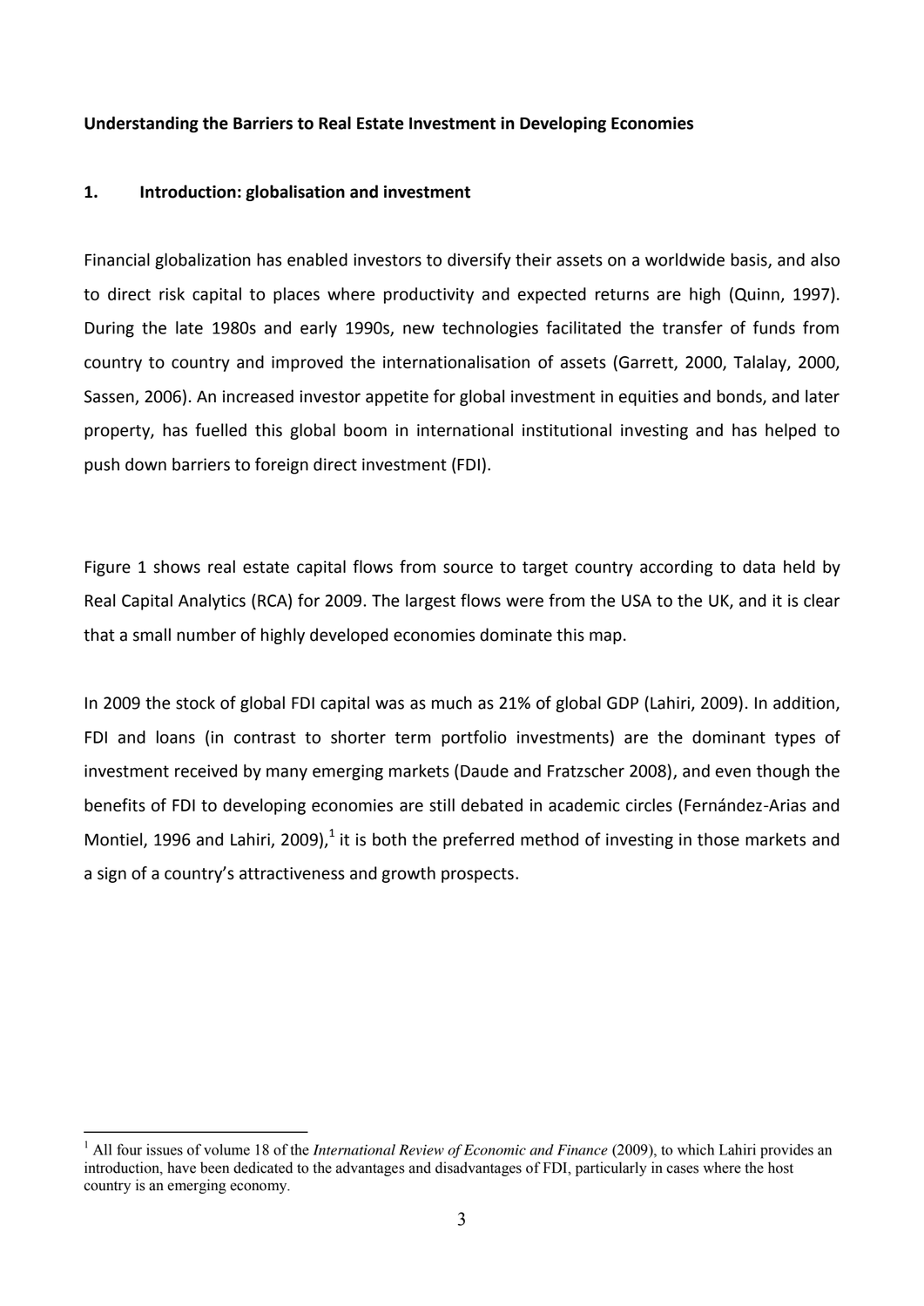**Understanding the Barriers to Real Estate Investment in Developing Economies**

## 1. Introduction: globalisation and investment

Financial globalization has enabled investors to diversify their assets on a worldwide basis, and also to direct risk capital to places where productivity and expected returns are high (Quinn, 1997). During the late 1980s and early 1990s, new technologies facilitated the transfer of funds from country to country and improved the internationalisation of assets (Garrett, 2000, Talalay, 2000, Sassen, 2006). An increased investor appetite for global investment in equities and bonds, and later property, has fuelled this global boom in international institutional investing and has helped to push down barriers to foreign direct investment (FDI).

Figure 1 shows real estate capital flows from source to target country according to data held by Real Capital Analytics (RCA) for 2009. The largest flows were from the USA to the UK, and it is clear that a small number of highly developed economies dominate this map.

In 2009 the stock of global FDI capital was as much as 21% of global GDP (Lahiri, 2009). In addition, FDI and loans (in contrast to shorter term portfolio investments) are the dominant types of investment received by many emerging markets (Daude and Fratzscher 2008), and even though the benefits of FDI to developing economies are still debated in academic circles (Fernández-Arias and Montiel, 1996 and Lahiri, 2009),[1] it is both the preferred method of investing in those markets and a sign of a country's attractiveness and growth prospects.

---

[1] All four issues of volume 18 of the *International Review of Economic and Finance* (2009), to which Lahiri provides an introduction, have been dedicated to the advantages and disadvantages of FDI, particularly in cases where the host country is an emerging economy.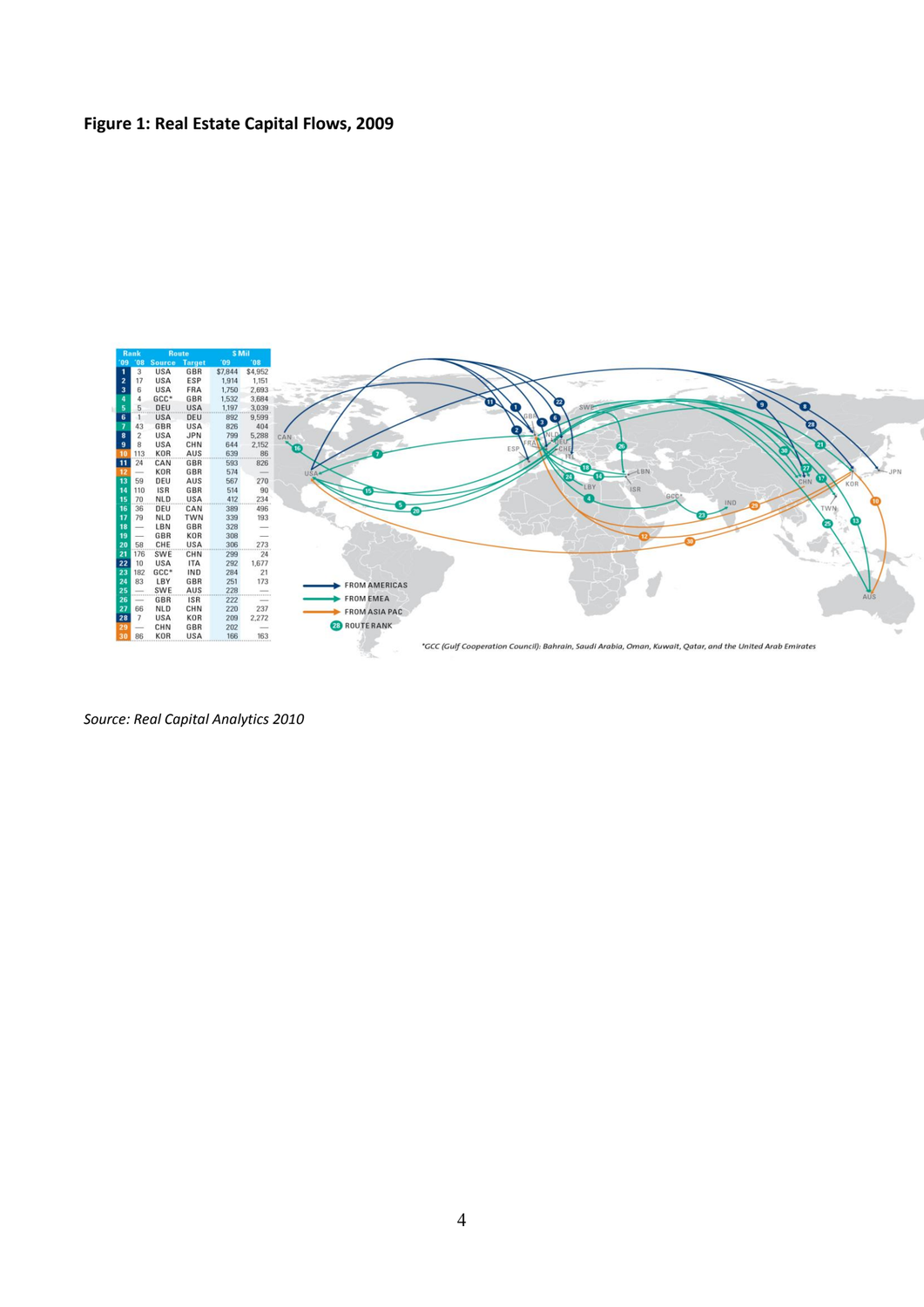**Figure 1: Real Estate Capital Flows, 2009**

| Rank '09 | Rank '08 | Source | Target | $ Mil '09 | $ Mil '08 |
|---|---|---|---|---|---|
| 1 | 3 | USA | GBR | $7,844 | $4,952 |
| 2 | 17 | USA | ESP | 1,914 | 1,151 |
| 3 | 6 | USA | FRA | 1,750 | 2,693 |
| 4 | 4 | GCC* | GBR | 1,532 | 3,684 |
| 5 | 5 | DEU | USA | 1,197 | 3,039 |
| 6 | 1 | USA | DEU | 892 | 9,599 |
| 7 | 43 | GBR | USA | 826 | 404 |
| 8 | 2 | USA | JPN | 799 | 5,288 |
| 9 | 8 | USA | CHN | 644 | 2,152 |
| 10 | 113 | KOR | AUS | 639 | 86 |
| 11 | 24 | CAN | GBR | 593 | 826 |
| 12 | — | KOR | GBR | 574 | — |
| 13 | 59 | DEU | AUS | 567 | 270 |
| 14 | 110 | ISR | GBR | 514 | 90 |
| 15 | 70 | NLD | USA | 412 | 234 |
| 16 | 36 | DEU | CAN | 389 | 496 |
| 17 | 79 | NLD | TWN | 339 | 193 |
| 18 | — | LBN | GBR | 328 | — |
| 19 | — | GBR | KOR | 308 | — |
| 20 | 58 | CHE | USA | 306 | 273 |
| 21 | 176 | SWE | CHN | 299 | 24 |
| 22 | 10 | USA | ITA | 292 | 1,677 |
| 23 | 182 | GCC* | IND | 284 | 21 |
| 24 | 83 | LBY | GBR | 251 | 173 |
| 25 | — | SWE | AUS | 228 | — |
| 26 | — | GBR | ISR | 222 | — |
| 27 | 66 | NLD | CHN | 220 | 237 |
| 28 | 7 | USA | KOR | 209 | 2,272 |
| 29 | — | CHN | GBR | 202 | — |
| 30 | 86 | KOR | USA | 166 | 163 |

FROM AMERICAS / FROM EMEA / FROM ASIA PAC / ROUTE RANK

*GCC (Gulf Cooperation Council): Bahrain, Saudi Arabia, Oman, Kuwait, Qatar, and the United Arab Emirates

*Source: Real Capital Analytics 2010*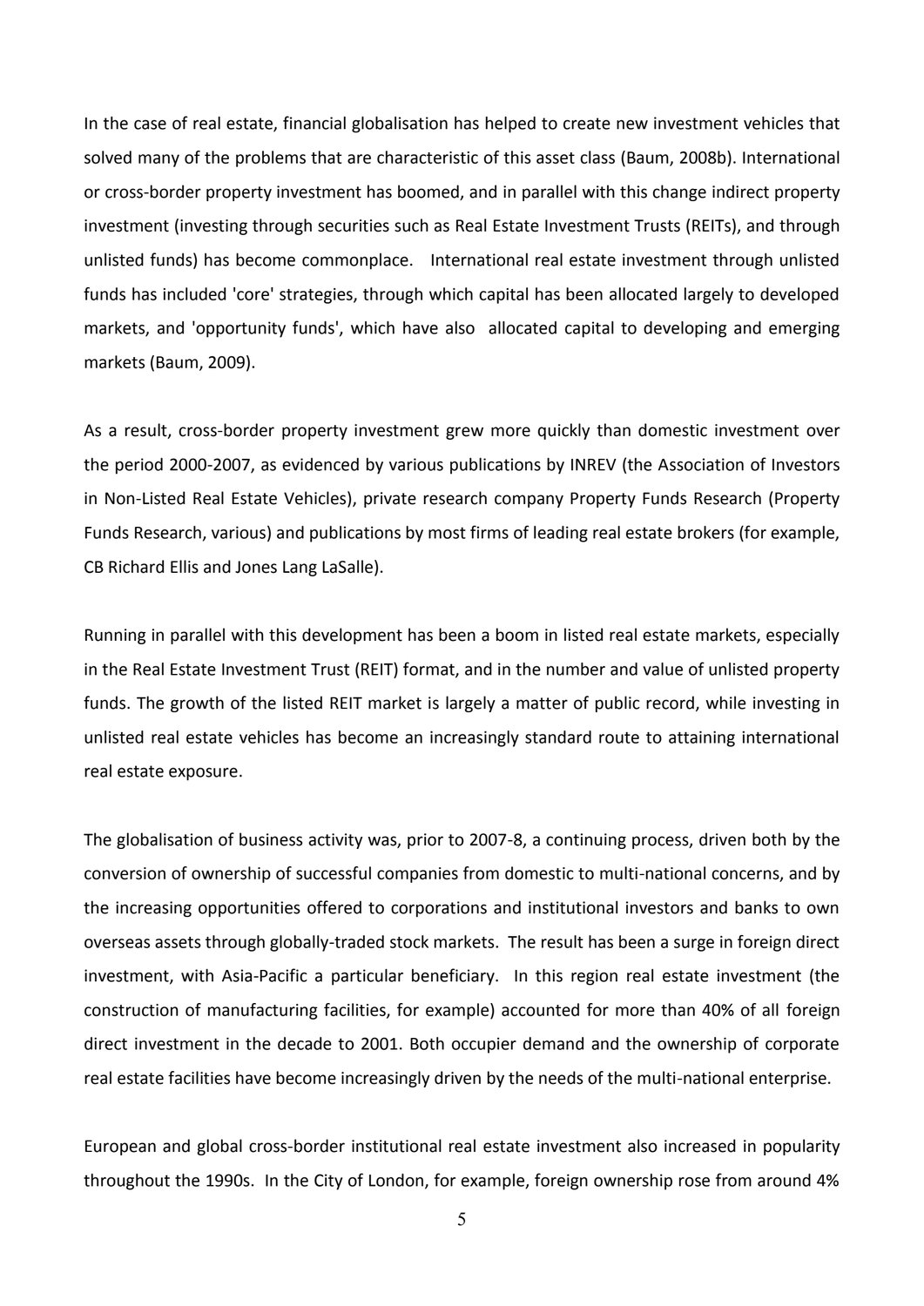In the case of real estate, financial globalisation has helped to create new investment vehicles that solved many of the problems that are characteristic of this asset class (Baum, 2008b). International or cross-border property investment has boomed, and in parallel with this change indirect property investment (investing through securities such as Real Estate Investment Trusts (REITs), and through unlisted funds) has become commonplace. International real estate investment through unlisted funds has included 'core' strategies, through which capital has been allocated largely to developed markets, and 'opportunity funds', which have also allocated capital to developing and emerging markets (Baum, 2009).

As a result, cross-border property investment grew more quickly than domestic investment over the period 2000-2007, as evidenced by various publications by INREV (the Association of Investors in Non-Listed Real Estate Vehicles), private research company Property Funds Research (Property Funds Research, various) and publications by most firms of leading real estate brokers (for example, CB Richard Ellis and Jones Lang LaSalle).

Running in parallel with this development has been a boom in listed real estate markets, especially in the Real Estate Investment Trust (REIT) format, and in the number and value of unlisted property funds. The growth of the listed REIT market is largely a matter of public record, while investing in unlisted real estate vehicles has become an increasingly standard route to attaining international real estate exposure.

The globalisation of business activity was, prior to 2007-8, a continuing process, driven both by the conversion of ownership of successful companies from domestic to multi-national concerns, and by the increasing opportunities offered to corporations and institutional investors and banks to own overseas assets through globally-traded stock markets. The result has been a surge in foreign direct investment, with Asia-Pacific a particular beneficiary. In this region real estate investment (the construction of manufacturing facilities, for example) accounted for more than 40% of all foreign direct investment in the decade to 2001. Both occupier demand and the ownership of corporate real estate facilities have become increasingly driven by the needs of the multi-national enterprise.

European and global cross-border institutional real estate investment also increased in popularity throughout the 1990s. In the City of London, for example, foreign ownership rose from around 4%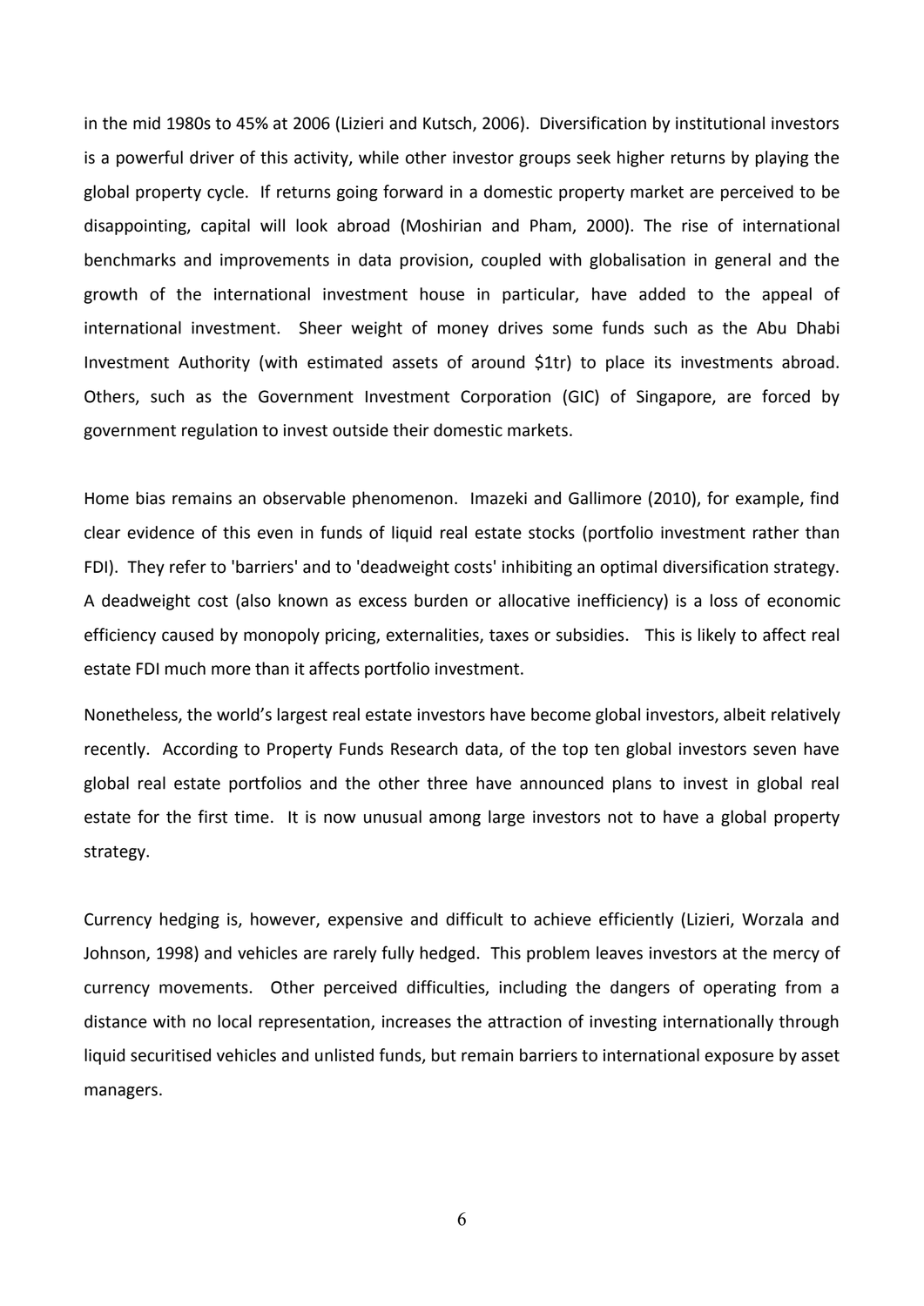in the mid 1980s to 45% at 2006 (Lizieri and Kutsch, 2006). Diversification by institutional investors is a powerful driver of this activity, while other investor groups seek higher returns by playing the global property cycle. If returns going forward in a domestic property market are perceived to be disappointing, capital will look abroad (Moshirian and Pham, 2000). The rise of international benchmarks and improvements in data provision, coupled with globalisation in general and the growth of the international investment house in particular, have added to the appeal of international investment. Sheer weight of money drives some funds such as the Abu Dhabi Investment Authority (with estimated assets of around $1tr) to place its investments abroad. Others, such as the Government Investment Corporation (GIC) of Singapore, are forced by government regulation to invest outside their domestic markets.

Home bias remains an observable phenomenon. Imazeki and Gallimore (2010), for example, find clear evidence of this even in funds of liquid real estate stocks (portfolio investment rather than FDI). They refer to 'barriers' and to 'deadweight costs' inhibiting an optimal diversification strategy. A deadweight cost (also known as excess burden or allocative inefficiency) is a loss of economic efficiency caused by monopoly pricing, externalities, taxes or subsidies. This is likely to affect real estate FDI much more than it affects portfolio investment.

Nonetheless, the world's largest real estate investors have become global investors, albeit relatively recently. According to Property Funds Research data, of the top ten global investors seven have global real estate portfolios and the other three have announced plans to invest in global real estate for the first time. It is now unusual among large investors not to have a global property strategy.

Currency hedging is, however, expensive and difficult to achieve efficiently (Lizieri, Worzala and Johnson, 1998) and vehicles are rarely fully hedged. This problem leaves investors at the mercy of currency movements. Other perceived difficulties, including the dangers of operating from a distance with no local representation, increases the attraction of investing internationally through liquid securitised vehicles and unlisted funds, but remain barriers to international exposure by asset managers.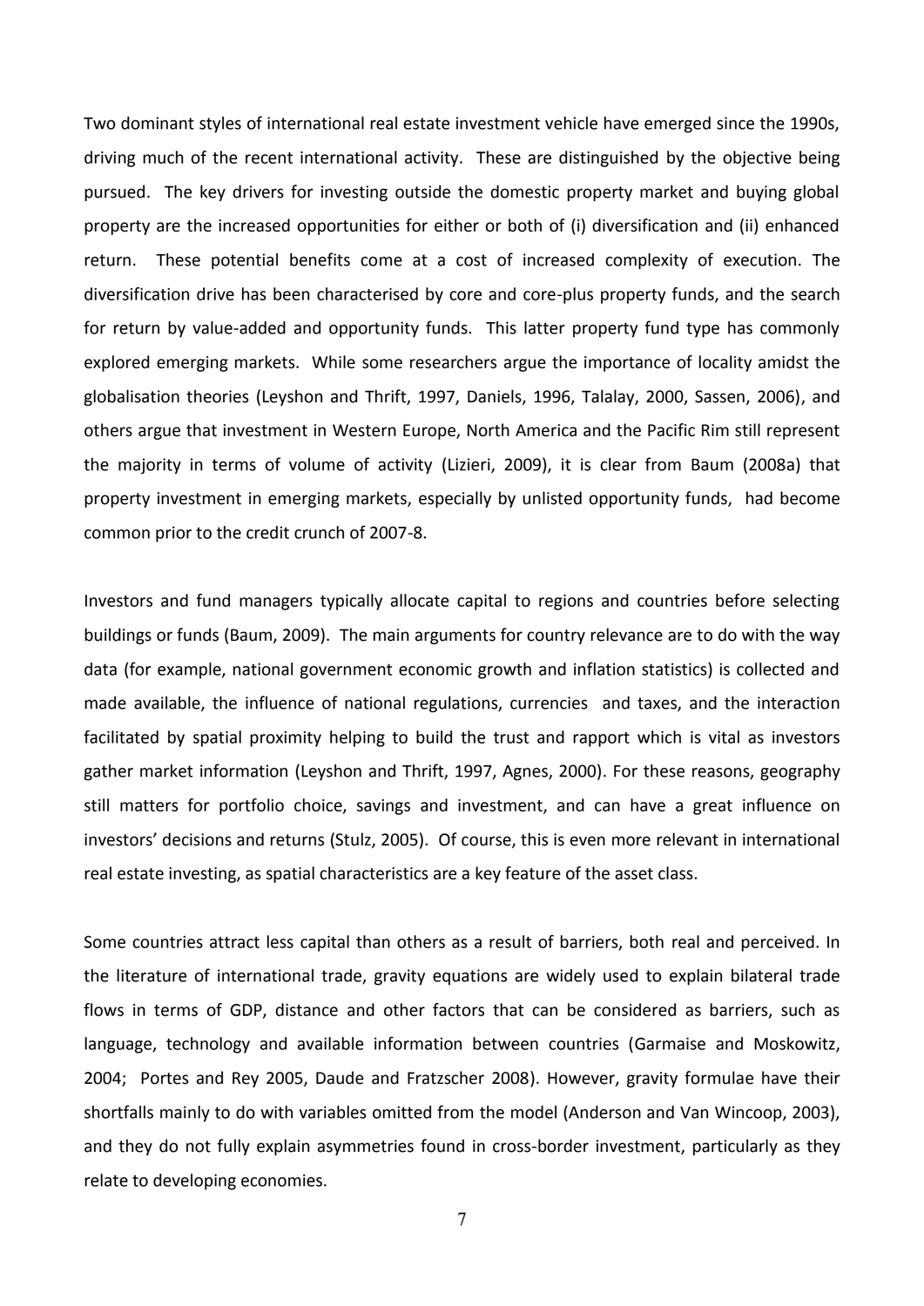Two dominant styles of international real estate investment vehicle have emerged since the 1990s, driving much of the recent international activity. These are distinguished by the objective being pursued. The key drivers for investing outside the domestic property market and buying global property are the increased opportunities for either or both of (i) diversification and (ii) enhanced return. These potential benefits come at a cost of increased complexity of execution. The diversification drive has been characterised by core and core-plus property funds, and the search for return by value-added and opportunity funds. This latter property fund type has commonly explored emerging markets. While some researchers argue the importance of locality amidst the globalisation theories (Leyshon and Thrift, 1997, Daniels, 1996, Talalay, 2000, Sassen, 2006), and others argue that investment in Western Europe, North America and the Pacific Rim still represent the majority in terms of volume of activity (Lizieri, 2009), it is clear from Baum (2008a) that property investment in emerging markets, especially by unlisted opportunity funds, had become common prior to the credit crunch of 2007-8.

Investors and fund managers typically allocate capital to regions and countries before selecting buildings or funds (Baum, 2009). The main arguments for country relevance are to do with the way data (for example, national government economic growth and inflation statistics) is collected and made available, the influence of national regulations, currencies and taxes, and the interaction facilitated by spatial proximity helping to build the trust and rapport which is vital as investors gather market information (Leyshon and Thrift, 1997, Agnes, 2000). For these reasons, geography still matters for portfolio choice, savings and investment, and can have a great influence on investors' decisions and returns (Stulz, 2005). Of course, this is even more relevant in international real estate investing, as spatial characteristics are a key feature of the asset class.

Some countries attract less capital than others as a result of barriers, both real and perceived. In the literature of international trade, gravity equations are widely used to explain bilateral trade flows in terms of GDP, distance and other factors that can be considered as barriers, such as language, technology and available information between countries (Garmaise and Moskowitz, 2004; Portes and Rey 2005, Daude and Fratzscher 2008). However, gravity formulae have their shortfalls mainly to do with variables omitted from the model (Anderson and Van Wincoop, 2003), and they do not fully explain asymmetries found in cross-border investment, particularly as they relate to developing economies.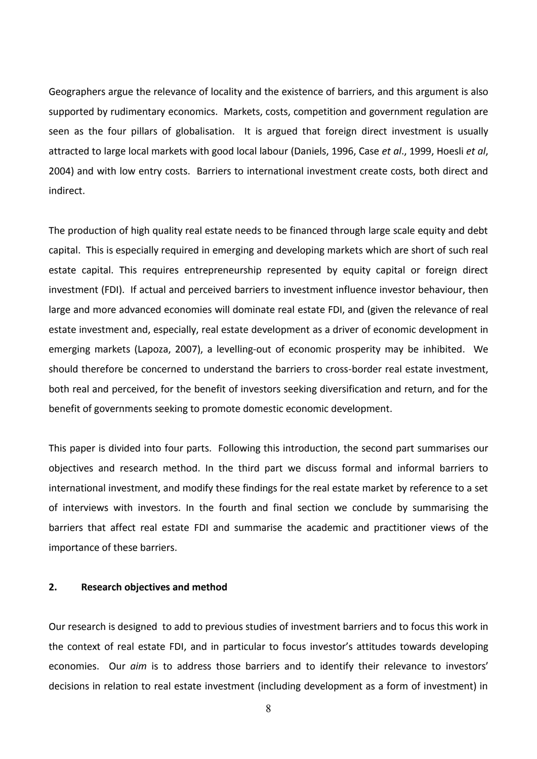Geographers argue the relevance of locality and the existence of barriers, and this argument is also supported by rudimentary economics. Markets, costs, competition and government regulation are seen as the four pillars of globalisation. It is argued that foreign direct investment is usually attracted to large local markets with good local labour (Daniels, 1996, Case *et al*., 1999, Hoesli *et al*, 2004) and with low entry costs. Barriers to international investment create costs, both direct and indirect.

The production of high quality real estate needs to be financed through large scale equity and debt capital. This is especially required in emerging and developing markets which are short of such real estate capital. This requires entrepreneurship represented by equity capital or foreign direct investment (FDI). If actual and perceived barriers to investment influence investor behaviour, then large and more advanced economies will dominate real estate FDI, and (given the relevance of real estate investment and, especially, real estate development as a driver of economic development in emerging markets (Lapoza, 2007), a levelling-out of economic prosperity may be inhibited. We should therefore be concerned to understand the barriers to cross-border real estate investment, both real and perceived, for the benefit of investors seeking diversification and return, and for the benefit of governments seeking to promote domestic economic development.

This paper is divided into four parts. Following this introduction, the second part summarises our objectives and research method. In the third part we discuss formal and informal barriers to international investment, and modify these findings for the real estate market by reference to a set of interviews with investors. In the fourth and final section we conclude by summarising the barriers that affect real estate FDI and summarise the academic and practitioner views of the importance of these barriers.

## 2. Research objectives and method

Our research is designed to add to previous studies of investment barriers and to focus this work in the context of real estate FDI, and in particular to focus investor's attitudes towards developing economies. Our *aim* is to address those barriers and to identify their relevance to investors' decisions in relation to real estate investment (including development as a form of investment) in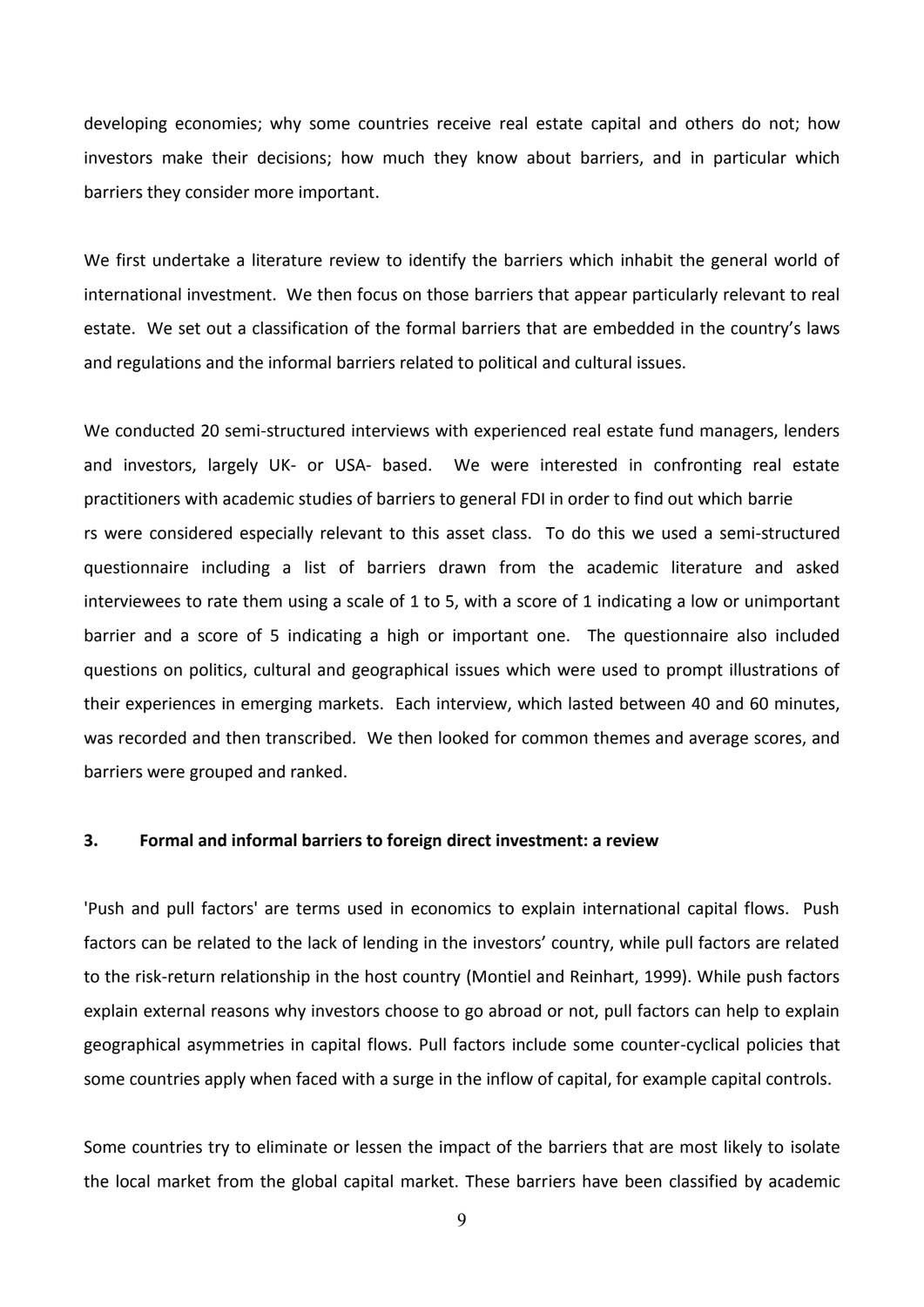developing economies; why some countries receive real estate capital and others do not; how investors make their decisions; how much they know about barriers, and in particular which barriers they consider more important.

We first undertake a literature review to identify the barriers which inhabit the general world of international investment. We then focus on those barriers that appear particularly relevant to real estate. We set out a classification of the formal barriers that are embedded in the country's laws and regulations and the informal barriers related to political and cultural issues.

We conducted 20 semi-structured interviews with experienced real estate fund managers, lenders and investors, largely UK- or USA- based. We were interested in confronting real estate practitioners with academic studies of barriers to general FDI in order to find out which barriers were considered especially relevant to this asset class. To do this we used a semi-structured questionnaire including a list of barriers drawn from the academic literature and asked interviewees to rate them using a scale of 1 to 5, with a score of 1 indicating a low or unimportant barrier and a score of 5 indicating a high or important one. The questionnaire also included questions on politics, cultural and geographical issues which were used to prompt illustrations of their experiences in emerging markets. Each interview, which lasted between 40 and 60 minutes, was recorded and then transcribed. We then looked for common themes and average scores, and barriers were grouped and ranked.

## 3. Formal and informal barriers to foreign direct investment: a review

'Push and pull factors' are terms used in economics to explain international capital flows. Push factors can be related to the lack of lending in the investors' country, while pull factors are related to the risk-return relationship in the host country (Montiel and Reinhart, 1999). While push factors explain external reasons why investors choose to go abroad or not, pull factors can help to explain geographical asymmetries in capital flows. Pull factors include some counter-cyclical policies that some countries apply when faced with a surge in the inflow of capital, for example capital controls.

Some countries try to eliminate or lessen the impact of the barriers that are most likely to isolate the local market from the global capital market. These barriers have been classified by academic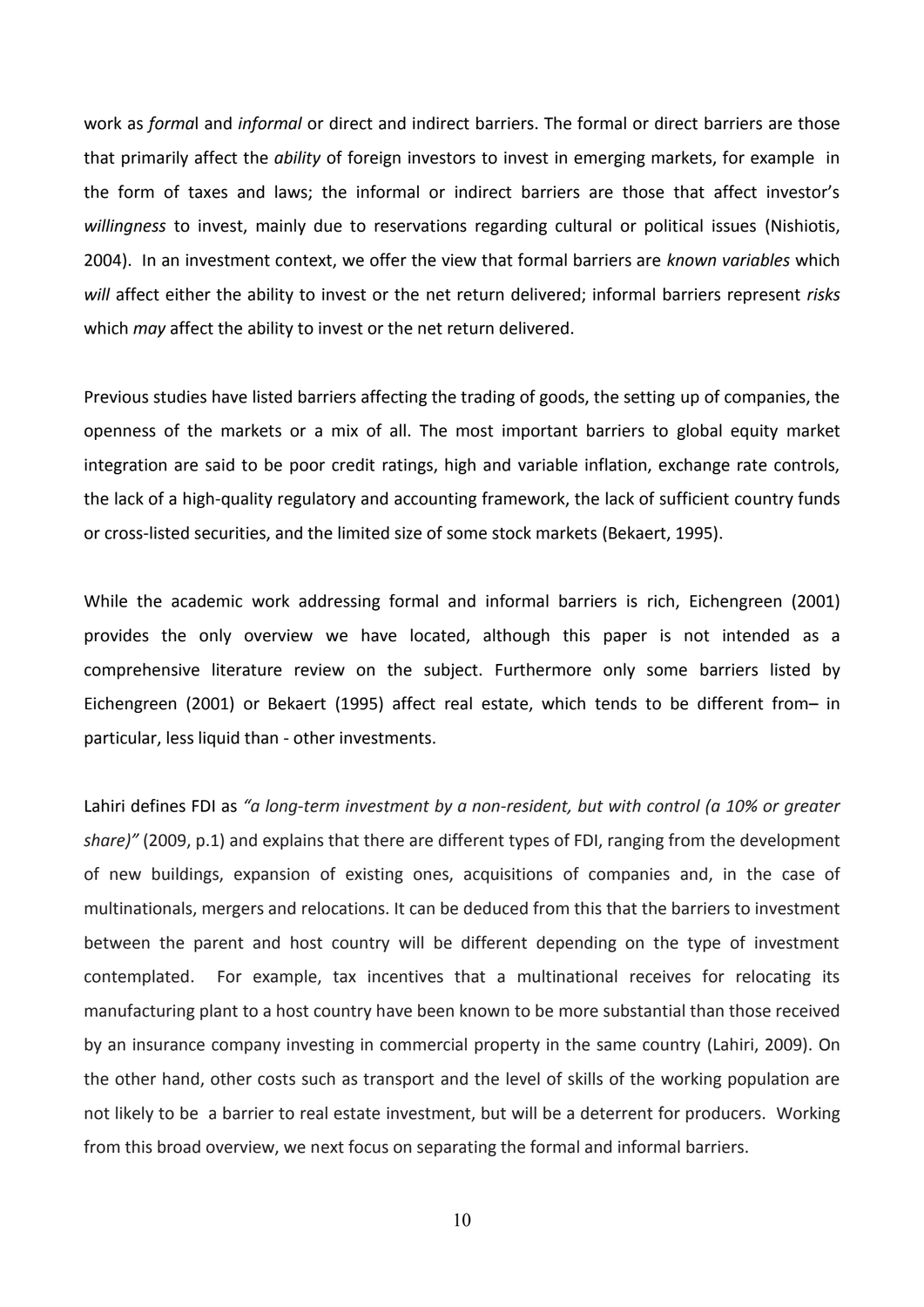work as *formal* and *informal* or direct and indirect barriers. The formal or direct barriers are those that primarily affect the *ability* of foreign investors to invest in emerging markets, for example in the form of taxes and laws; the informal or indirect barriers are those that affect investor's *willingness* to invest, mainly due to reservations regarding cultural or political issues (Nishiotis, 2004). In an investment context, we offer the view that formal barriers are *known variables* which *will* affect either the ability to invest or the net return delivered; informal barriers represent *risks* which *may* affect the ability to invest or the net return delivered.

Previous studies have listed barriers affecting the trading of goods, the setting up of companies, the openness of the markets or a mix of all. The most important barriers to global equity market integration are said to be poor credit ratings, high and variable inflation, exchange rate controls, the lack of a high-quality regulatory and accounting framework, the lack of sufficient country funds or cross-listed securities, and the limited size of some stock markets (Bekaert, 1995).

While the academic work addressing formal and informal barriers is rich, Eichengreen (2001) provides the only overview we have located, although this paper is not intended as a comprehensive literature review on the subject. Furthermore only some barriers listed by Eichengreen (2001) or Bekaert (1995) affect real estate, which tends to be different from– in particular, less liquid than - other investments.

Lahiri defines FDI as *"a long-term investment by a non-resident, but with control (a 10% or greater share)"* (2009, p.1) and explains that there are different types of FDI, ranging from the development of new buildings, expansion of existing ones, acquisitions of companies and, in the case of multinationals, mergers and relocations. It can be deduced from this that the barriers to investment between the parent and host country will be different depending on the type of investment contemplated. For example, tax incentives that a multinational receives for relocating its manufacturing plant to a host country have been known to be more substantial than those received by an insurance company investing in commercial property in the same country (Lahiri, 2009). On the other hand, other costs such as transport and the level of skills of the working population are not likely to be a barrier to real estate investment, but will be a deterrent for producers. Working from this broad overview, we next focus on separating the formal and informal barriers.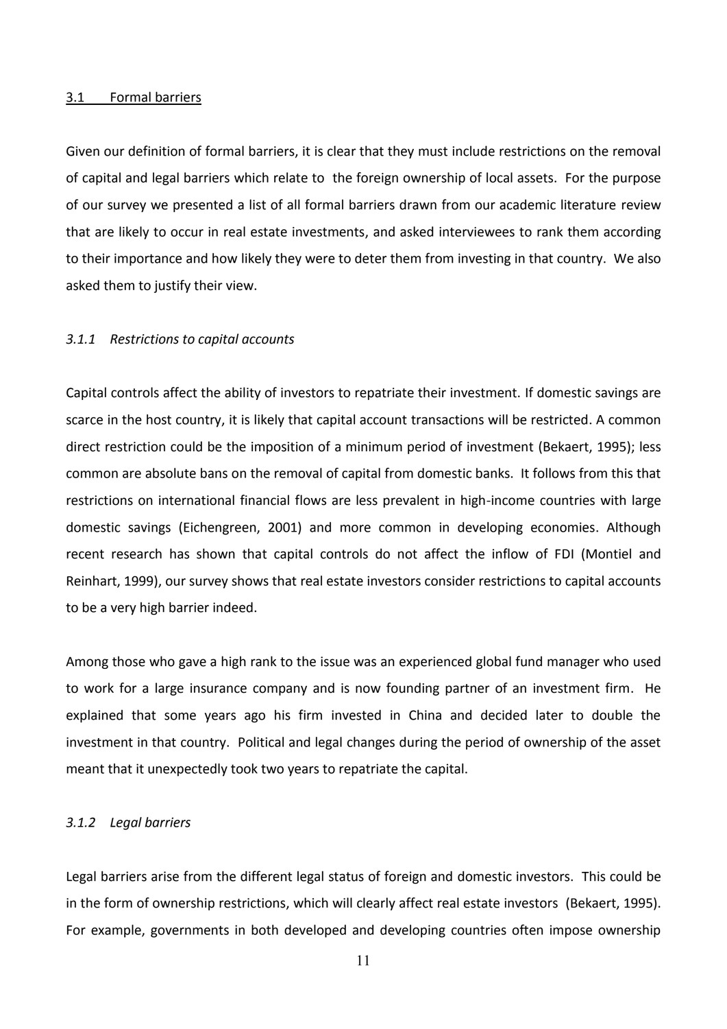### 3.1 Formal barriers

Given our definition of formal barriers, it is clear that they must include restrictions on the removal of capital and legal barriers which relate to the foreign ownership of local assets. For the purpose of our survey we presented a list of all formal barriers drawn from our academic literature review that are likely to occur in real estate investments, and asked interviewees to rank them according to their importance and how likely they were to deter them from investing in that country. We also asked them to justify their view.

#### *3.1.1 Restrictions to capital accounts*

Capital controls affect the ability of investors to repatriate their investment. If domestic savings are scarce in the host country, it is likely that capital account transactions will be restricted. A common direct restriction could be the imposition of a minimum period of investment (Bekaert, 1995); less common are absolute bans on the removal of capital from domestic banks. It follows from this that restrictions on international financial flows are less prevalent in high-income countries with large domestic savings (Eichengreen, 2001) and more common in developing economies. Although recent research has shown that capital controls do not affect the inflow of FDI (Montiel and Reinhart, 1999), our survey shows that real estate investors consider restrictions to capital accounts to be a very high barrier indeed.

Among those who gave a high rank to the issue was an experienced global fund manager who used to work for a large insurance company and is now founding partner of an investment firm. He explained that some years ago his firm invested in China and decided later to double the investment in that country. Political and legal changes during the period of ownership of the asset meant that it unexpectedly took two years to repatriate the capital.

#### *3.1.2 Legal barriers*

Legal barriers arise from the different legal status of foreign and domestic investors. This could be in the form of ownership restrictions, which will clearly affect real estate investors (Bekaert, 1995). For example, governments in both developed and developing countries often impose ownership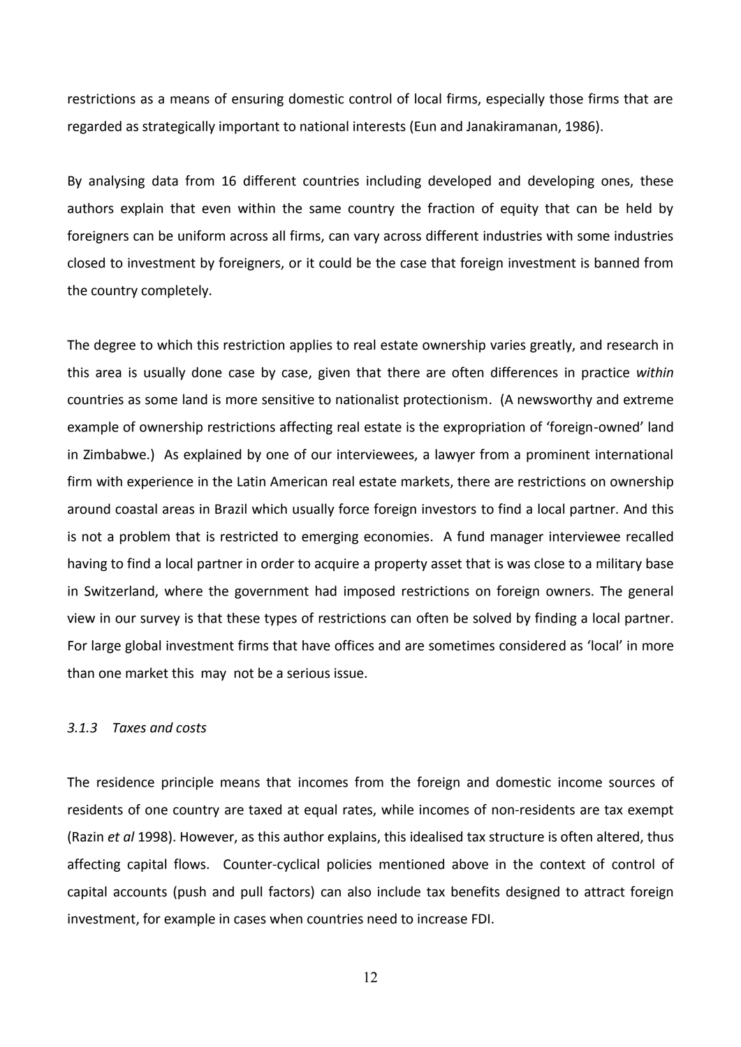restrictions as a means of ensuring domestic control of local firms, especially those firms that are regarded as strategically important to national interests (Eun and Janakiramanan, 1986).

By analysing data from 16 different countries including developed and developing ones, these authors explain that even within the same country the fraction of equity that can be held by foreigners can be uniform across all firms, can vary across different industries with some industries closed to investment by foreigners, or it could be the case that foreign investment is banned from the country completely.

The degree to which this restriction applies to real estate ownership varies greatly, and research in this area is usually done case by case, given that there are often differences in practice *within* countries as some land is more sensitive to nationalist protectionism. (A newsworthy and extreme example of ownership restrictions affecting real estate is the expropriation of 'foreign-owned' land in Zimbabwe.) As explained by one of our interviewees, a lawyer from a prominent international firm with experience in the Latin American real estate markets, there are restrictions on ownership around coastal areas in Brazil which usually force foreign investors to find a local partner. And this is not a problem that is restricted to emerging economies. A fund manager interviewee recalled having to find a local partner in order to acquire a property asset that is was close to a military base in Switzerland, where the government had imposed restrictions on foreign owners. The general view in our survey is that these types of restrictions can often be solved by finding a local partner. For large global investment firms that have offices and are sometimes considered as 'local' in more than one market this may not be a serious issue.

### *3.1.3 Taxes and costs*

The residence principle means that incomes from the foreign and domestic income sources of residents of one country are taxed at equal rates, while incomes of non-residents are tax exempt (Razin *et al* 1998). However, as this author explains, this idealised tax structure is often altered, thus affecting capital flows. Counter-cyclical policies mentioned above in the context of control of capital accounts (push and pull factors) can also include tax benefits designed to attract foreign investment, for example in cases when countries need to increase FDI.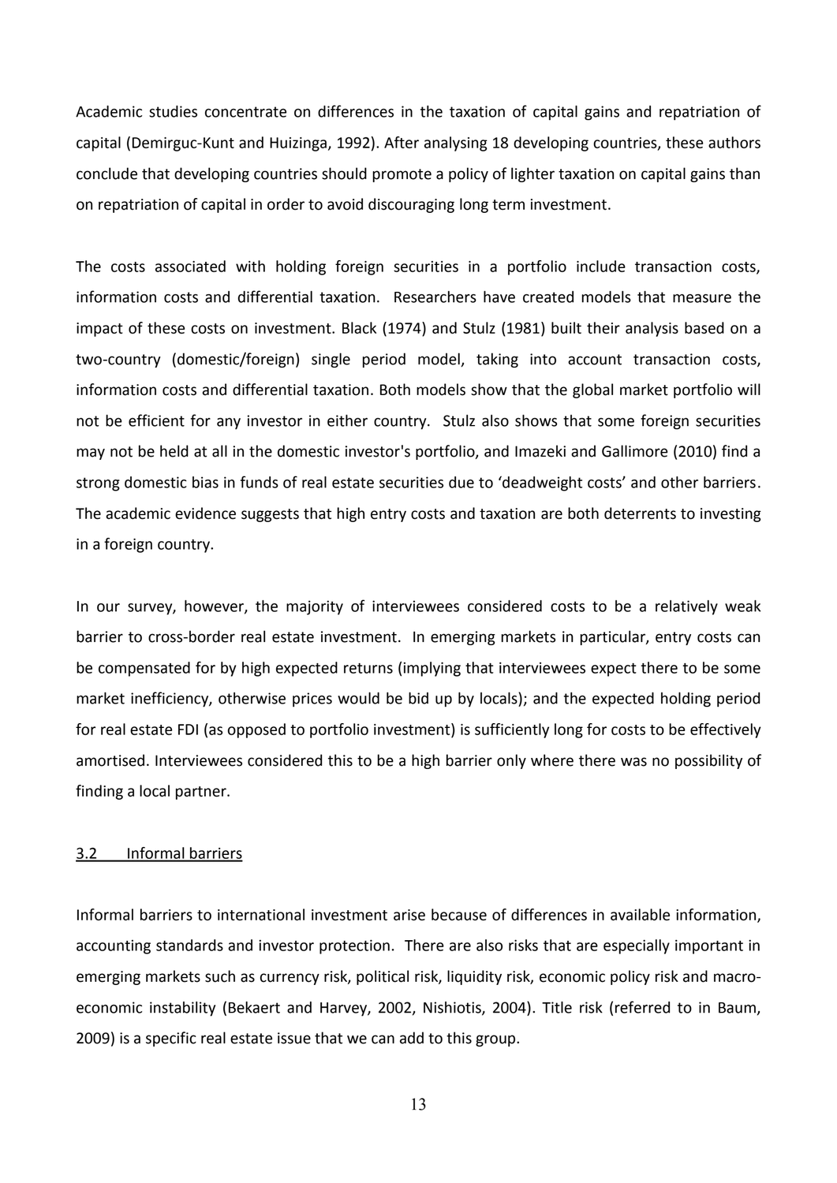Academic studies concentrate on differences in the taxation of capital gains and repatriation of capital (Demirguc-Kunt and Huizinga, 1992). After analysing 18 developing countries, these authors conclude that developing countries should promote a policy of lighter taxation on capital gains than on repatriation of capital in order to avoid discouraging long term investment.

The costs associated with holding foreign securities in a portfolio include transaction costs, information costs and differential taxation. Researchers have created models that measure the impact of these costs on investment. Black (1974) and Stulz (1981) built their analysis based on a two-country (domestic/foreign) single period model, taking into account transaction costs, information costs and differential taxation. Both models show that the global market portfolio will not be efficient for any investor in either country. Stulz also shows that some foreign securities may not be held at all in the domestic investor's portfolio, and Imazeki and Gallimore (2010) find a strong domestic bias in funds of real estate securities due to 'deadweight costs' and other barriers. The academic evidence suggests that high entry costs and taxation are both deterrents to investing in a foreign country.

In our survey, however, the majority of interviewees considered costs to be a relatively weak barrier to cross-border real estate investment. In emerging markets in particular, entry costs can be compensated for by high expected returns (implying that interviewees expect there to be some market inefficiency, otherwise prices would be bid up by locals); and the expected holding period for real estate FDI (as opposed to portfolio investment) is sufficiently long for costs to be effectively amortised. Interviewees considered this to be a high barrier only where there was no possibility of finding a local partner.

### 3.2 Informal barriers

Informal barriers to international investment arise because of differences in available information, accounting standards and investor protection. There are also risks that are especially important in emerging markets such as currency risk, political risk, liquidity risk, economic policy risk and macro-economic instability (Bekaert and Harvey, 2002, Nishiotis, 2004). Title risk (referred to in Baum, 2009) is a specific real estate issue that we can add to this group.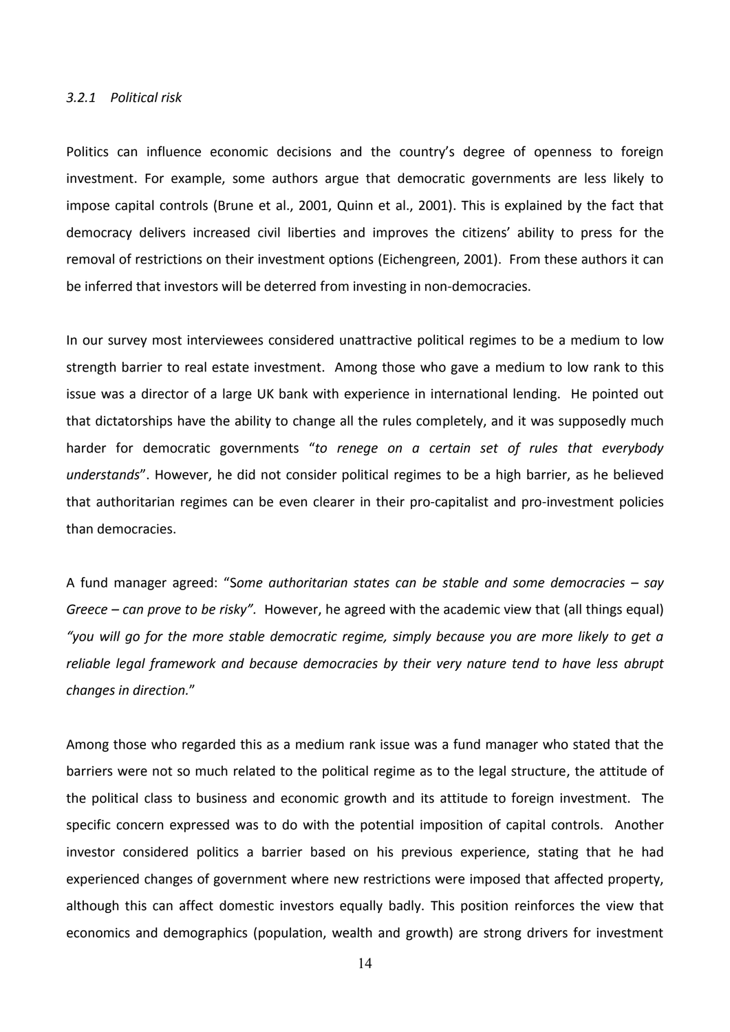### *3.2.1 Political risk*

Politics can influence economic decisions and the country's degree of openness to foreign investment. For example, some authors argue that democratic governments are less likely to impose capital controls (Brune et al., 2001, Quinn et al., 2001). This is explained by the fact that democracy delivers increased civil liberties and improves the citizens' ability to press for the removal of restrictions on their investment options (Eichengreen, 2001). From these authors it can be inferred that investors will be deterred from investing in non-democracies.

In our survey most interviewees considered unattractive political regimes to be a medium to low strength barrier to real estate investment. Among those who gave a medium to low rank to this issue was a director of a large UK bank with experience in international lending. He pointed out that dictatorships have the ability to change all the rules completely, and it was supposedly much harder for democratic governments "*to renege on a certain set of rules that everybody understands*". However, he did not consider political regimes to be a high barrier, as he believed that authoritarian regimes can be even clearer in their pro-capitalist and pro-investment policies than democracies.

A fund manager agreed: "*Some authoritarian states can be stable and some democracies – say Greece – can prove to be risky".* However, he agreed with the academic view that (all things equal) *"you will go for the more stable democratic regime, simply because you are more likely to get a reliable legal framework and because democracies by their very nature tend to have less abrupt changes in direction.*"

Among those who regarded this as a medium rank issue was a fund manager who stated that the barriers were not so much related to the political regime as to the legal structure, the attitude of the political class to business and economic growth and its attitude to foreign investment. The specific concern expressed was to do with the potential imposition of capital controls. Another investor considered politics a barrier based on his previous experience, stating that he had experienced changes of government where new restrictions were imposed that affected property, although this can affect domestic investors equally badly. This position reinforces the view that economics and demographics (population, wealth and growth) are strong drivers for investment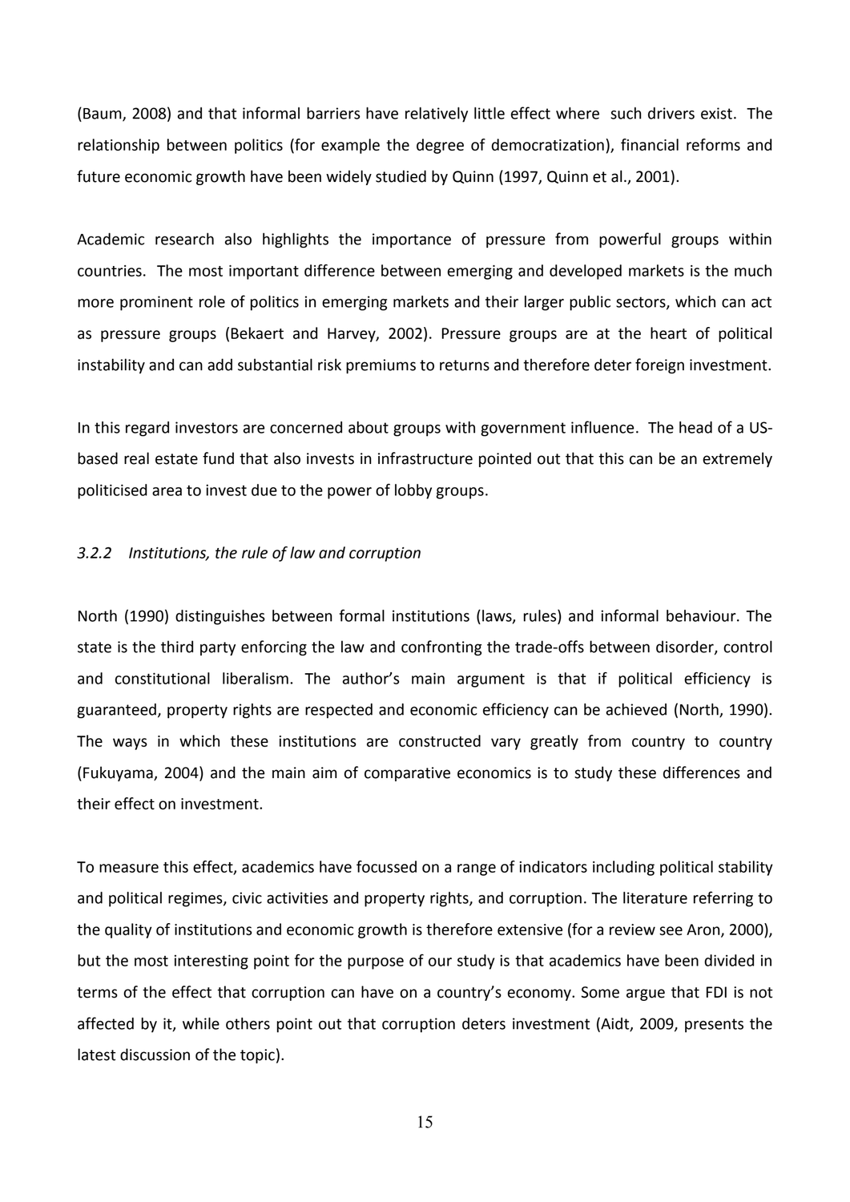(Baum, 2008) and that informal barriers have relatively little effect where such drivers exist. The relationship between politics (for example the degree of democratization), financial reforms and future economic growth have been widely studied by Quinn (1997, Quinn et al., 2001).

Academic research also highlights the importance of pressure from powerful groups within countries. The most important difference between emerging and developed markets is the much more prominent role of politics in emerging markets and their larger public sectors, which can act as pressure groups (Bekaert and Harvey, 2002). Pressure groups are at the heart of political instability and can add substantial risk premiums to returns and therefore deter foreign investment.

In this regard investors are concerned about groups with government influence. The head of a US-based real estate fund that also invests in infrastructure pointed out that this can be an extremely politicised area to invest due to the power of lobby groups.

### *3.2.2 Institutions, the rule of law and corruption*

North (1990) distinguishes between formal institutions (laws, rules) and informal behaviour. The state is the third party enforcing the law and confronting the trade-offs between disorder, control and constitutional liberalism. The author's main argument is that if political efficiency is guaranteed, property rights are respected and economic efficiency can be achieved (North, 1990). The ways in which these institutions are constructed vary greatly from country to country (Fukuyama, 2004) and the main aim of comparative economics is to study these differences and their effect on investment.

To measure this effect, academics have focussed on a range of indicators including political stability and political regimes, civic activities and property rights, and corruption. The literature referring to the quality of institutions and economic growth is therefore extensive (for a review see Aron, 2000), but the most interesting point for the purpose of our study is that academics have been divided in terms of the effect that corruption can have on a country's economy. Some argue that FDI is not affected by it, while others point out that corruption deters investment (Aidt, 2009, presents the latest discussion of the topic).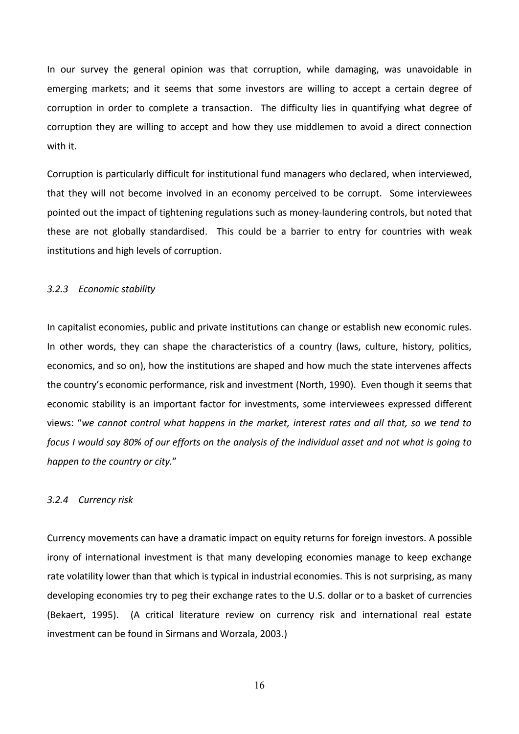In our survey the general opinion was that corruption, while damaging, was unavoidable in emerging markets; and it seems that some investors are willing to accept a certain degree of corruption in order to complete a transaction. The difficulty lies in quantifying what degree of corruption they are willing to accept and how they use middlemen to avoid a direct connection with it.

Corruption is particularly difficult for institutional fund managers who declared, when interviewed, that they will not become involved in an economy perceived to be corrupt. Some interviewees pointed out the impact of tightening regulations such as money-laundering controls, but noted that these are not globally standardised. This could be a barrier to entry for countries with weak institutions and high levels of corruption.

### *3.2.3 Economic stability*

In capitalist economies, public and private institutions can change or establish new economic rules. In other words, they can shape the characteristics of a country (laws, culture, history, politics, economics, and so on), how the institutions are shaped and how much the state intervenes affects the country's economic performance, risk and investment (North, 1990). Even though it seems that economic stability is an important factor for investments, some interviewees expressed different views: "*we cannot control what happens in the market, interest rates and all that, so we tend to focus I would say 80% of our efforts on the analysis of the individual asset and not what is going to happen to the country or city.*"

### *3.2.4 Currency risk*

Currency movements can have a dramatic impact on equity returns for foreign investors. A possible irony of international investment is that many developing economies manage to keep exchange rate volatility lower than that which is typical in industrial economies. This is not surprising, as many developing economies try to peg their exchange rates to the U.S. dollar or to a basket of currencies (Bekaert, 1995). (A critical literature review on currency risk and international real estate investment can be found in Sirmans and Worzala, 2003.)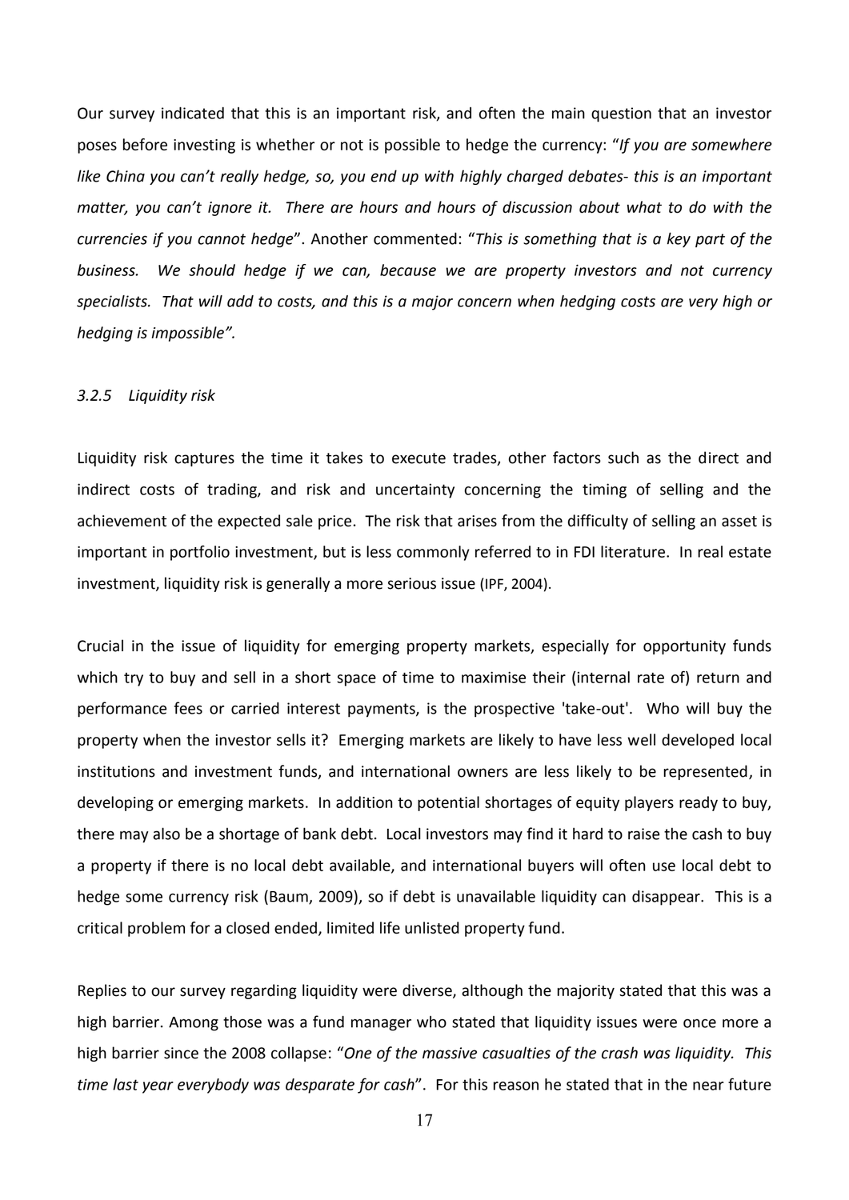Our survey indicated that this is an important risk, and often the main question that an investor poses before investing is whether or not is possible to hedge the currency: "*If you are somewhere like China you can't really hedge, so, you end up with highly charged debates- this is an important matter, you can't ignore it. There are hours and hours of discussion about what to do with the currencies if you cannot hedge*". Another commented: "*This is something that is a key part of the business. We should hedge if we can, because we are property investors and not currency specialists. That will add to costs, and this is a major concern when hedging costs are very high or hedging is impossible".*

### *3.2.5 Liquidity risk*

Liquidity risk captures the time it takes to execute trades, other factors such as the direct and indirect costs of trading, and risk and uncertainty concerning the timing of selling and the achievement of the expected sale price. The risk that arises from the difficulty of selling an asset is important in portfolio investment, but is less commonly referred to in FDI literature. In real estate investment, liquidity risk is generally a more serious issue (IPF, 2004).

Crucial in the issue of liquidity for emerging property markets, especially for opportunity funds which try to buy and sell in a short space of time to maximise their (internal rate of) return and performance fees or carried interest payments, is the prospective 'take-out'. Who will buy the property when the investor sells it? Emerging markets are likely to have less well developed local institutions and investment funds, and international owners are less likely to be represented, in developing or emerging markets. In addition to potential shortages of equity players ready to buy, there may also be a shortage of bank debt. Local investors may find it hard to raise the cash to buy a property if there is no local debt available, and international buyers will often use local debt to hedge some currency risk (Baum, 2009), so if debt is unavailable liquidity can disappear. This is a critical problem for a closed ended, limited life unlisted property fund.

Replies to our survey regarding liquidity were diverse, although the majority stated that this was a high barrier. Among those was a fund manager who stated that liquidity issues were once more a high barrier since the 2008 collapse: "*One of the massive casualties of the crash was liquidity. This time last year everybody was desparate for cash*". For this reason he stated that in the near future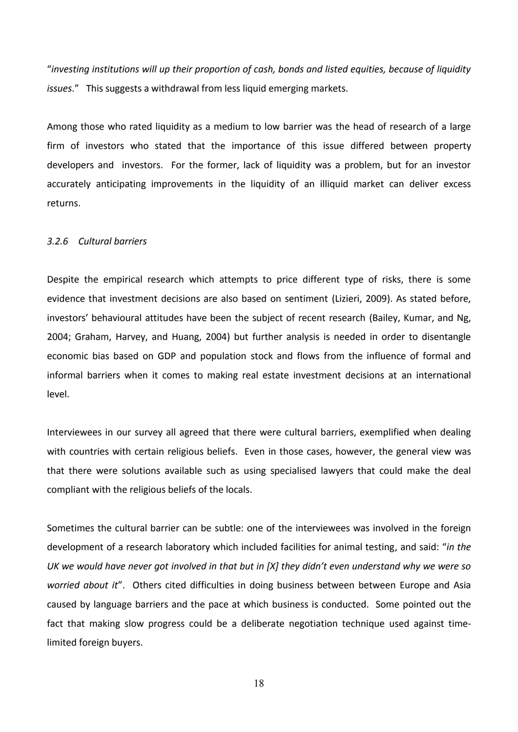"*investing institutions will up their proportion of cash, bonds and listed equities, because of liquidity issues*." This suggests a withdrawal from less liquid emerging markets.

Among those who rated liquidity as a medium to low barrier was the head of research of a large firm of investors who stated that the importance of this issue differed between property developers and investors. For the former, lack of liquidity was a problem, but for an investor accurately anticipating improvements in the liquidity of an illiquid market can deliver excess returns.

### *3.2.6 Cultural barriers*

Despite the empirical research which attempts to price different type of risks, there is some evidence that investment decisions are also based on sentiment (Lizieri, 2009). As stated before, investors' behavioural attitudes have been the subject of recent research (Bailey, Kumar, and Ng, 2004; Graham, Harvey, and Huang, 2004) but further analysis is needed in order to disentangle economic bias based on GDP and population stock and flows from the influence of formal and informal barriers when it comes to making real estate investment decisions at an international level.

Interviewees in our survey all agreed that there were cultural barriers, exemplified when dealing with countries with certain religious beliefs. Even in those cases, however, the general view was that there were solutions available such as using specialised lawyers that could make the deal compliant with the religious beliefs of the locals.

Sometimes the cultural barrier can be subtle: one of the interviewees was involved in the foreign development of a research laboratory which included facilities for animal testing, and said: "*in the UK we would have never got involved in that but in [X] they didn't even understand why we were so worried about it*". Others cited difficulties in doing business between between Europe and Asia caused by language barriers and the pace at which business is conducted. Some pointed out the fact that making slow progress could be a deliberate negotiation technique used against time-limited foreign buyers.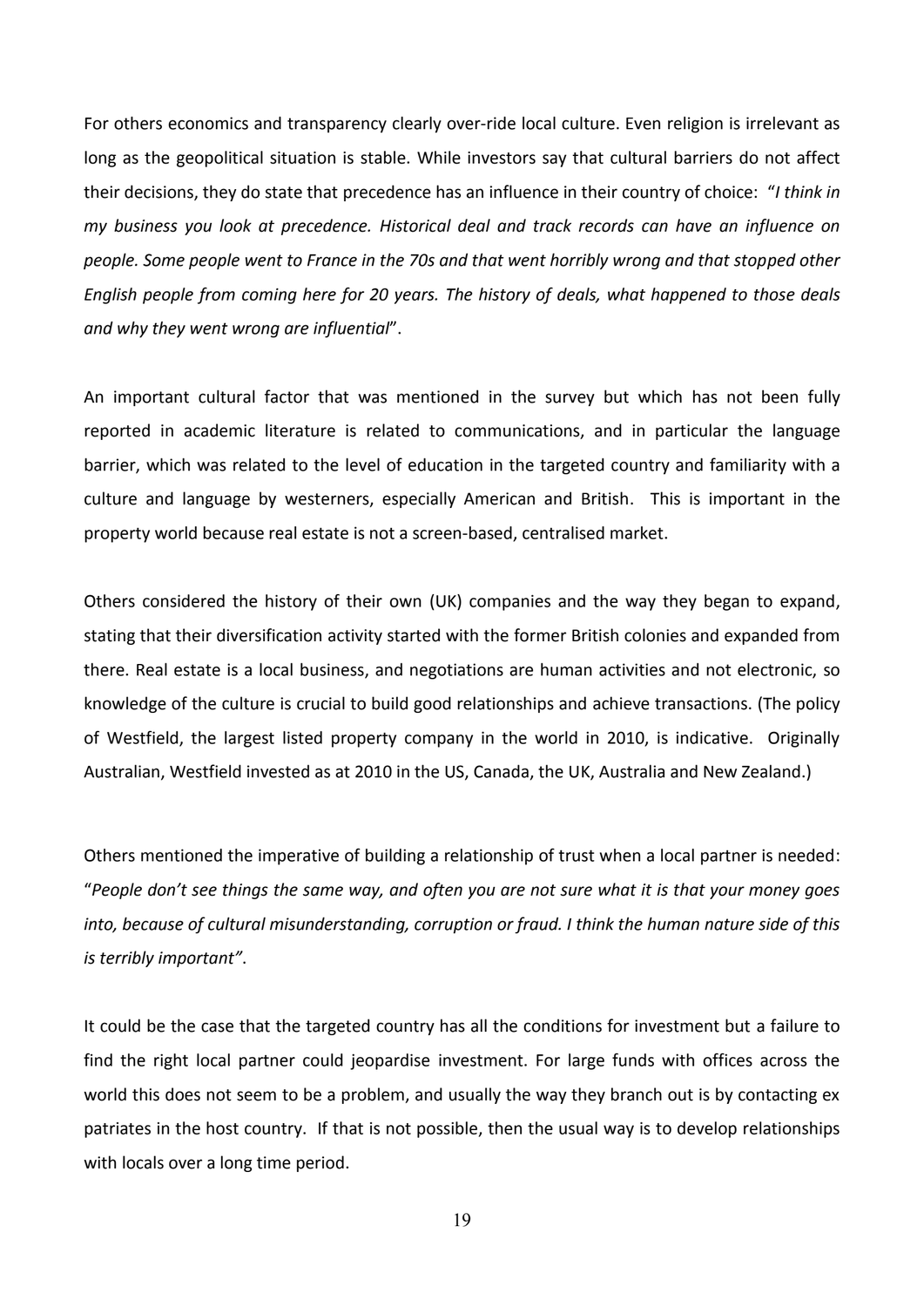For others economics and transparency clearly over-ride local culture. Even religion is irrelevant as long as the geopolitical situation is stable. While investors say that cultural barriers do not affect their decisions, they do state that precedence has an influence in their country of choice: "*I think in my business you look at precedence. Historical deal and track records can have an influence on people. Some people went to France in the 70s and that went horribly wrong and that stopped other English people from coming here for 20 years. The history of deals, what happened to those deals and why they went wrong are influential*".

An important cultural factor that was mentioned in the survey but which has not been fully reported in academic literature is related to communications, and in particular the language barrier, which was related to the level of education in the targeted country and familiarity with a culture and language by westerners, especially American and British. This is important in the property world because real estate is not a screen-based, centralised market.

Others considered the history of their own (UK) companies and the way they began to expand, stating that their diversification activity started with the former British colonies and expanded from there. Real estate is a local business, and negotiations are human activities and not electronic, so knowledge of the culture is crucial to build good relationships and achieve transactions. (The policy of Westfield, the largest listed property company in the world in 2010, is indicative. Originally Australian, Westfield invested as at 2010 in the US, Canada, the UK, Australia and New Zealand.)

Others mentioned the imperative of building a relationship of trust when a local partner is needed: "*People don't see things the same way, and often you are not sure what it is that your money goes into, because of cultural misunderstanding, corruption or fraud. I think the human nature side of this is terribly important*".

It could be the case that the targeted country has all the conditions for investment but a failure to find the right local partner could jeopardise investment. For large funds with offices across the world this does not seem to be a problem, and usually the way they branch out is by contacting ex patriates in the host country. If that is not possible, then the usual way is to develop relationships with locals over a long time period.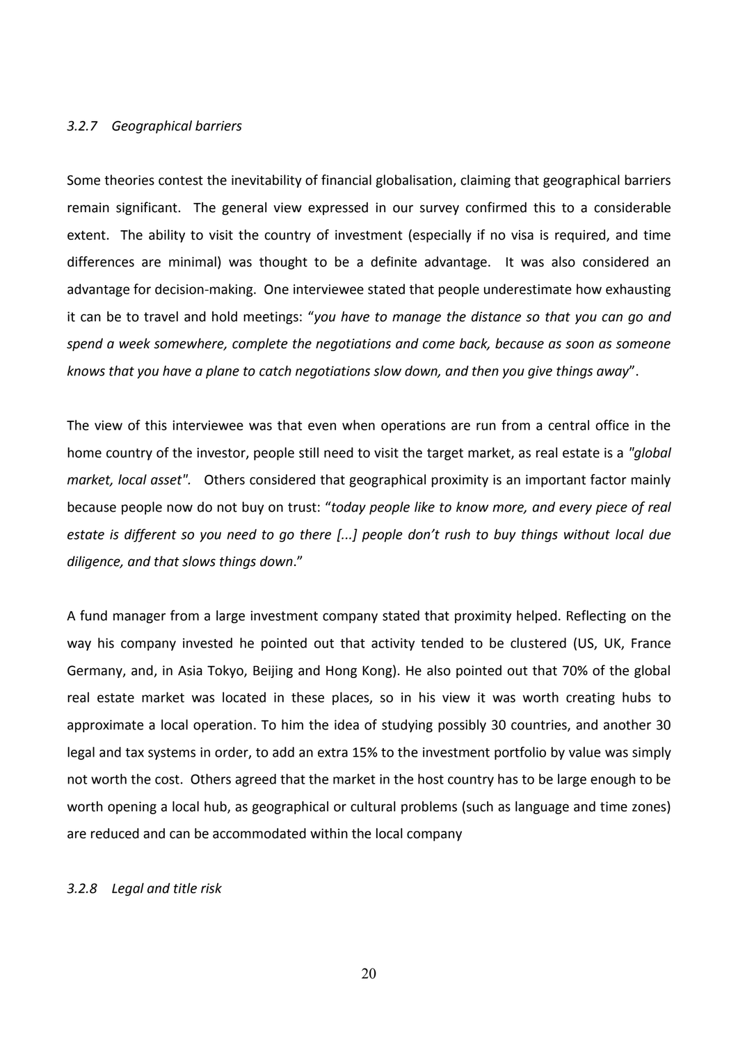### *3.2.7 Geographical barriers*

Some theories contest the inevitability of financial globalisation, claiming that geographical barriers remain significant. The general view expressed in our survey confirmed this to a considerable extent. The ability to visit the country of investment (especially if no visa is required, and time differences are minimal) was thought to be a definite advantage. It was also considered an advantage for decision-making. One interviewee stated that people underestimate how exhausting it can be to travel and hold meetings: "*you have to manage the distance so that you can go and spend a week somewhere, complete the negotiations and come back, because as soon as someone knows that you have a plane to catch negotiations slow down, and then you give things away*".

The view of this interviewee was that even when operations are run from a central office in the home country of the investor, people still need to visit the target market, as real estate is a *"global market, local asset".* Others considered that geographical proximity is an important factor mainly because people now do not buy on trust: "*today people like to know more, and every piece of real estate is different so you need to go there [...] people don't rush to buy things without local due diligence, and that slows things down*."

A fund manager from a large investment company stated that proximity helped. Reflecting on the way his company invested he pointed out that activity tended to be clustered (US, UK, France Germany, and, in Asia Tokyo, Beijing and Hong Kong). He also pointed out that 70% of the global real estate market was located in these places, so in his view it was worth creating hubs to approximate a local operation. To him the idea of studying possibly 30 countries, and another 30 legal and tax systems in order, to add an extra 15% to the investment portfolio by value was simply not worth the cost. Others agreed that the market in the host country has to be large enough to be worth opening a local hub, as geographical or cultural problems (such as language and time zones) are reduced and can be accommodated within the local company

### *3.2.8 Legal and title risk*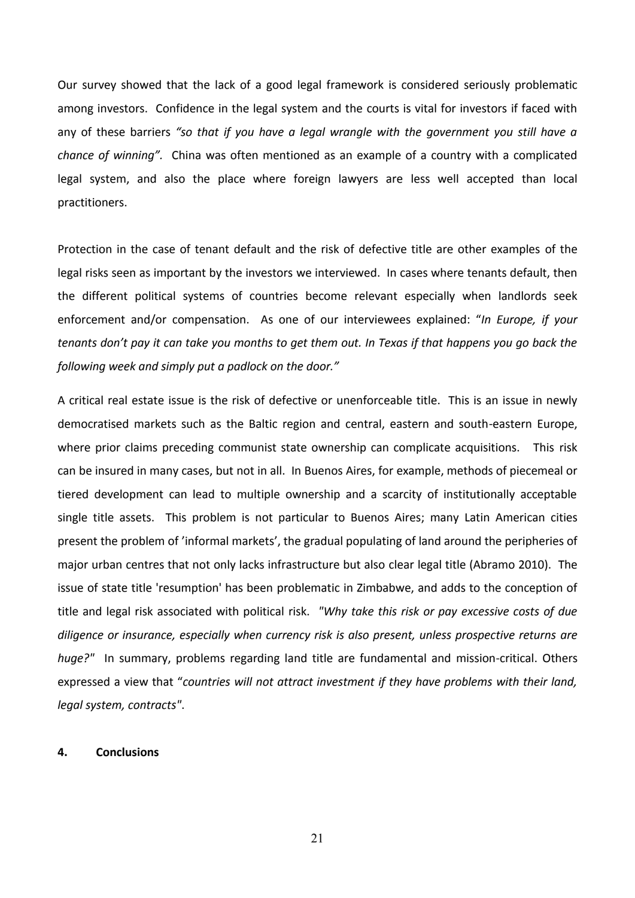Our survey showed that the lack of a good legal framework is considered seriously problematic among investors. Confidence in the legal system and the courts is vital for investors if faced with any of these barriers *"so that if you have a legal wrangle with the government you still have a chance of winning".* China was often mentioned as an example of a country with a complicated legal system, and also the place where foreign lawyers are less well accepted than local practitioners.

Protection in the case of tenant default and the risk of defective title are other examples of the legal risks seen as important by the investors we interviewed. In cases where tenants default, then the different political systems of countries become relevant especially when landlords seek enforcement and/or compensation. As one of our interviewees explained: "*In Europe, if your tenants don't pay it can take you months to get them out. In Texas if that happens you go back the following week and simply put a padlock on the door."*

A critical real estate issue is the risk of defective or unenforceable title. This is an issue in newly democratised markets such as the Baltic region and central, eastern and south-eastern Europe, where prior claims preceding communist state ownership can complicate acquisitions. This risk can be insured in many cases, but not in all. In Buenos Aires, for example, methods of piecemeal or tiered development can lead to multiple ownership and a scarcity of institutionally acceptable single title assets. This problem is not particular to Buenos Aires; many Latin American cities present the problem of 'informal markets', the gradual populating of land around the peripheries of major urban centres that not only lacks infrastructure but also clear legal title (Abramo 2010). The issue of state title 'resumption' has been problematic in Zimbabwe, and adds to the conception of title and legal risk associated with political risk. *"Why take this risk or pay excessive costs of due diligence or insurance, especially when currency risk is also present, unless prospective returns are huge?"* In summary, problems regarding land title are fundamental and mission-critical. Others expressed a view that "*countries will not attract investment if they have problems with their land, legal system, contracts*".

## 4. Conclusions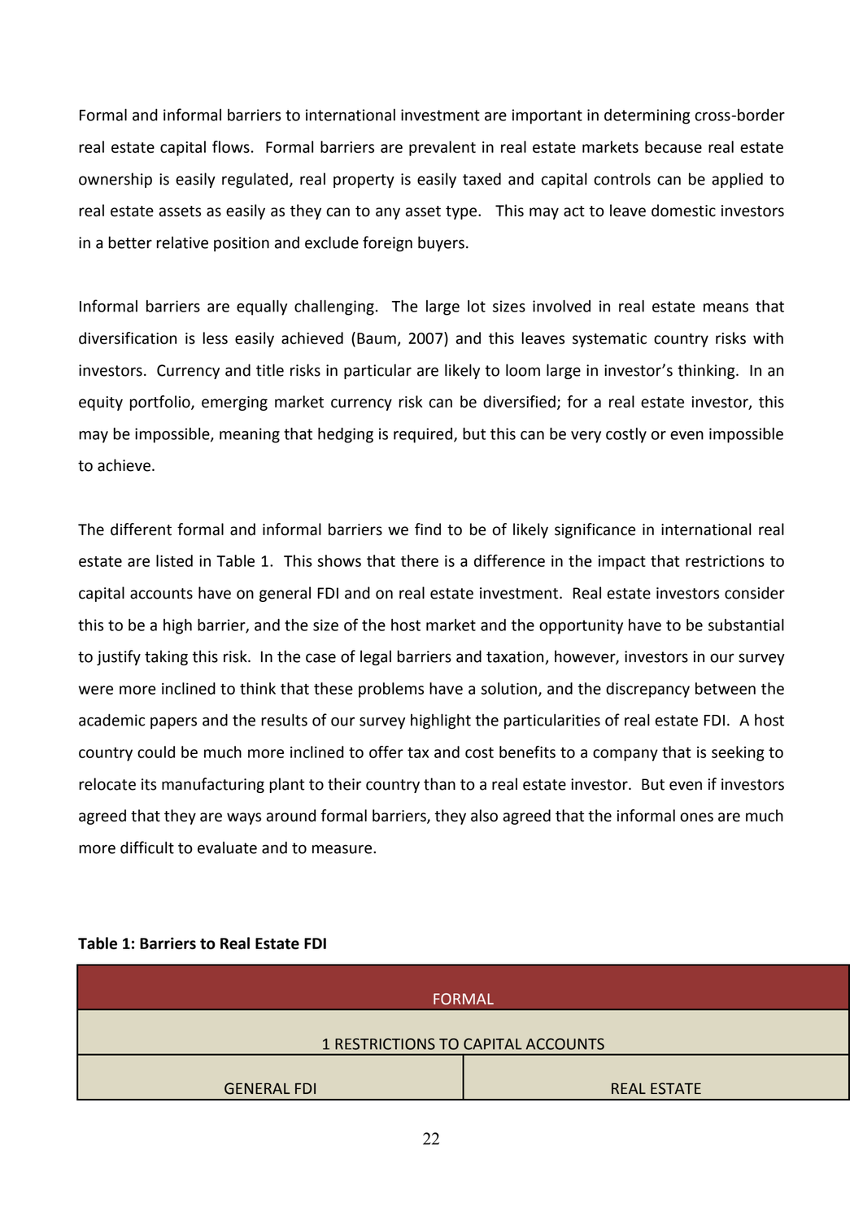Formal and informal barriers to international investment are important in determining cross-border real estate capital flows. Formal barriers are prevalent in real estate markets because real estate ownership is easily regulated, real property is easily taxed and capital controls can be applied to real estate assets as easily as they can to any asset type. This may act to leave domestic investors in a better relative position and exclude foreign buyers.

Informal barriers are equally challenging. The large lot sizes involved in real estate means that diversification is less easily achieved (Baum, 2007) and this leaves systematic country risks with investors. Currency and title risks in particular are likely to loom large in investor's thinking. In an equity portfolio, emerging market currency risk can be diversified; for a real estate investor, this may be impossible, meaning that hedging is required, but this can be very costly or even impossible to achieve.

The different formal and informal barriers we find to be of likely significance in international real estate are listed in Table 1. This shows that there is a difference in the impact that restrictions to capital accounts have on general FDI and on real estate investment. Real estate investors consider this to be a high barrier, and the size of the host market and the opportunity have to be substantial to justify taking this risk. In the case of legal barriers and taxation, however, investors in our survey were more inclined to think that these problems have a solution, and the discrepancy between the academic papers and the results of our survey highlight the particularities of real estate FDI. A host country could be much more inclined to offer tax and cost benefits to a company that is seeking to relocate its manufacturing plant to their country than to a real estate investor. But even if investors agreed that they are ways around formal barriers, they also agreed that the informal ones are much more difficult to evaluate and to measure.

**Table 1: Barriers to Real Estate FDI**

| FORMAL | |
|---|---|
| 1 RESTRICTIONS TO CAPITAL ACCOUNTS | |
| GENERAL FDI | REAL ESTATE |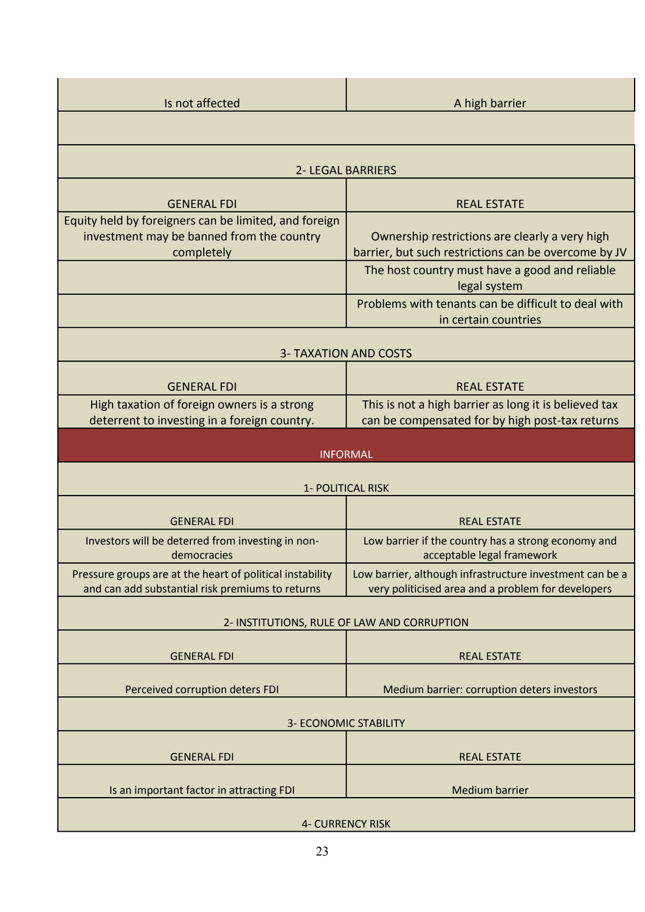| | |
|---|---|
| Is not affected | A high barrier |
| | |
| **2- LEGAL BARRIERS** | |
| GENERAL FDI | REAL ESTATE |
| Equity held by foreigners can be limited, and foreign investment may be banned from the country completely | Ownership restrictions are clearly a very high barrier, but such restrictions can be overcome by JV |
| | The host country must have a good and reliable legal system |
| | Problems with tenants can be difficult to deal with in certain countries |
| **3- TAXATION AND COSTS** | |
| GENERAL FDI | REAL ESTATE |
| High taxation of foreign owners is a strong deterrent to investing in a foreign country. | This is not a high barrier as long it is believed tax can be compensated for by high post-tax returns |
| **INFORMAL** | |
| **1- POLITICAL RISK** | |
| GENERAL FDI | REAL ESTATE |
| Investors will be deterred from investing in non-democracies | Low barrier if the country has a strong economy and acceptable legal framework |
| Pressure groups are at the heart of political instability and can add substantial risk premiums to returns | Low barrier, although infrastructure investment can be a very politicised area and a problem for developers |
| **2- INSTITUTIONS, RULE OF LAW AND CORRUPTION** | |
| GENERAL FDI | REAL ESTATE |
| Perceived corruption deters FDI | Medium barrier: corruption deters investors |
| **3- ECONOMIC STABILITY** | |
| GENERAL FDI | REAL ESTATE |
| Is an important factor in attracting FDI | Medium barrier |
| **4- CURRENCY RISK** | |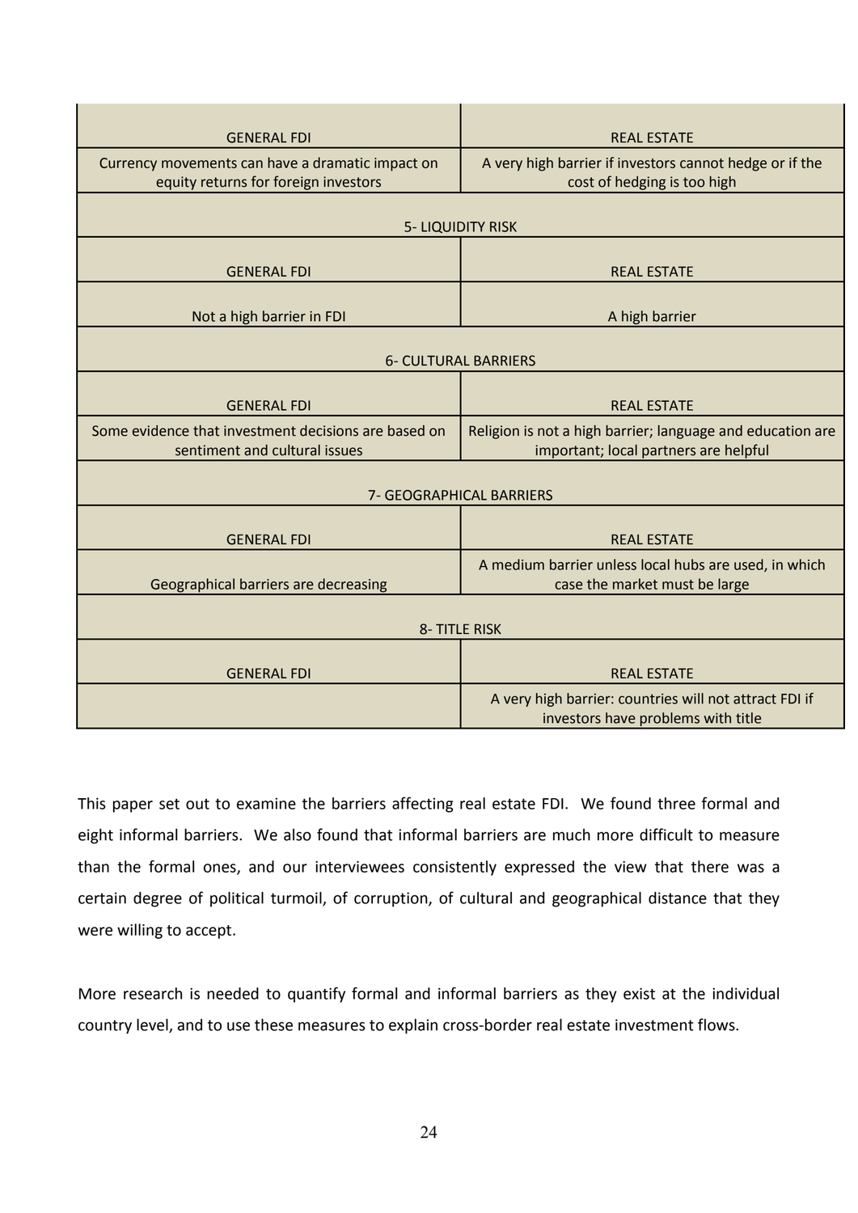| GENERAL FDI | REAL ESTATE |
|---|---|
| Currency movements can have a dramatic impact on equity returns for foreign investors | A very high barrier if investors cannot hedge or if the cost of hedging is too high |
| 5- LIQUIDITY RISK | |
| GENERAL FDI | REAL ESTATE |
| Not a high barrier in FDI | A high barrier |
| 6- CULTURAL BARRIERS | |
| GENERAL FDI | REAL ESTATE |
| Some evidence that investment decisions are based on sentiment and cultural issues | Religion is not a high barrier; language and education are important; local partners are helpful |
| 7- GEOGRAPHICAL BARRIERS | |
| GENERAL FDI | REAL ESTATE |
| Geographical barriers are decreasing | A medium barrier unless local hubs are used, in which case the market must be large |
| 8- TITLE RISK | |
| GENERAL FDI | REAL ESTATE |
| | A very high barrier: countries will not attract FDI if investors have problems with title |

This paper set out to examine the barriers affecting real estate FDI. We found three formal and eight informal barriers. We also found that informal barriers are much more difficult to measure than the formal ones, and our interviewees consistently expressed the view that there was a certain degree of political turmoil, of corruption, of cultural and geographical distance that they were willing to accept.

More research is needed to quantify formal and informal barriers as they exist at the individual country level, and to use these measures to explain cross-border real estate investment flows.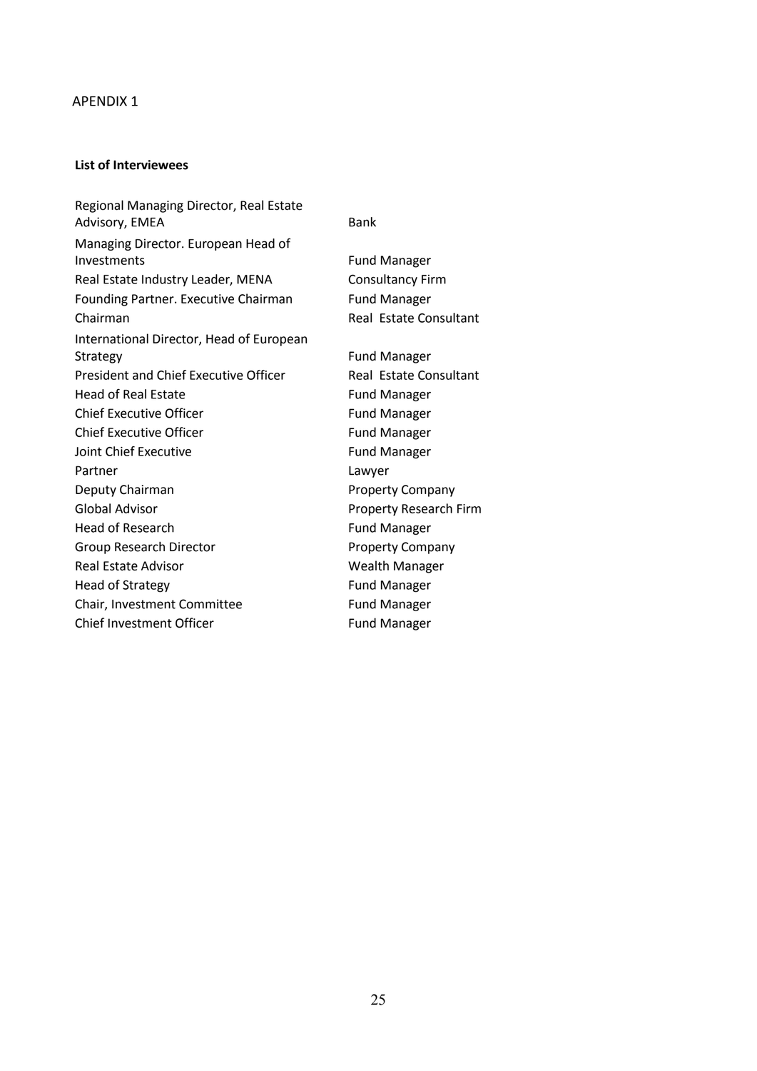APENDIX 1

**List of Interviewees**

| | |
|---|---|
| Regional Managing Director, Real Estate Advisory, EMEA | Bank |
| Managing Director. European Head of Investments | Fund Manager |
| Real Estate Industry Leader, MENA | Consultancy Firm |
| Founding Partner. Executive Chairman | Fund Manager |
| Chairman | Real Estate Consultant |
| International Director, Head of European Strategy | Fund Manager |
| President and Chief Executive Officer | Real Estate Consultant |
| Head of Real Estate | Fund Manager |
| Chief Executive Officer | Fund Manager |
| Chief Executive Officer | Fund Manager |
| Joint Chief Executive | Fund Manager |
| Partner | Lawyer |
| Deputy Chairman | Property Company |
| Global Advisor | Property Research Firm |
| Head of Research | Fund Manager |
| Group Research Director | Property Company |
| Real Estate Advisor | Wealth Manager |
| Head of Strategy | Fund Manager |
| Chair, Investment Committee | Fund Manager |
| Chief Investment Officer | Fund Manager |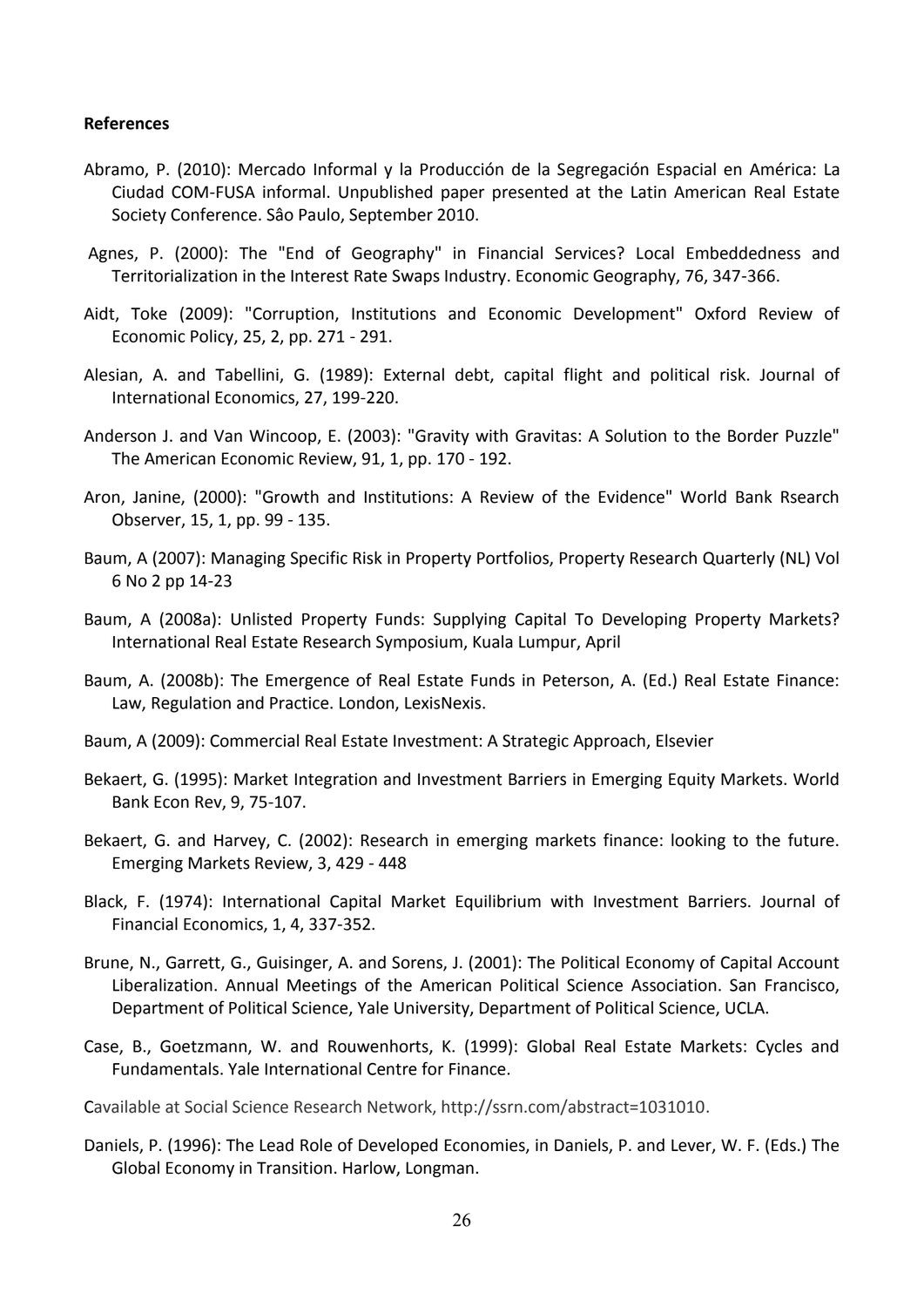**References**

Abramo, P. (2010): Mercado Informal y la Producción de la Segregación Espacial en América: La Ciudad COM-FUSA informal. Unpublished paper presented at the Latin American Real Estate Society Conference. Sâo Paulo, September 2010.

Agnes, P. (2000): The "End of Geography" in Financial Services? Local Embeddedness and Territorialization in the Interest Rate Swaps Industry. Economic Geography, 76, 347-366.

Aidt, Toke (2009): "Corruption, Institutions and Economic Development" Oxford Review of Economic Policy, 25, 2, pp. 271 - 291.

Alesian, A. and Tabellini, G. (1989): External debt, capital flight and political risk. Journal of International Economics, 27, 199-220.

Anderson J. and Van Wincoop, E. (2003): "Gravity with Gravitas: A Solution to the Border Puzzle" The American Economic Review, 91, 1, pp. 170 - 192.

Aron, Janine, (2000): "Growth and Institutions: A Review of the Evidence" World Bank Rsearch Observer, 15, 1, pp. 99 - 135.

Baum, A (2007): Managing Specific Risk in Property Portfolios, Property Research Quarterly (NL) Vol 6 No 2 pp 14-23

Baum, A (2008a): Unlisted Property Funds: Supplying Capital To Developing Property Markets? International Real Estate Research Symposium, Kuala Lumpur, April

Baum, A. (2008b): The Emergence of Real Estate Funds in Peterson, A. (Ed.) Real Estate Finance: Law, Regulation and Practice. London, LexisNexis.

Baum, A (2009): Commercial Real Estate Investment: A Strategic Approach, Elsevier

Bekaert, G. (1995): Market Integration and Investment Barriers in Emerging Equity Markets. World Bank Econ Rev, 9, 75-107.

Bekaert, G. and Harvey, C. (2002): Research in emerging markets finance: looking to the future. Emerging Markets Review, 3, 429 - 448

Black, F. (1974): International Capital Market Equilibrium with Investment Barriers. Journal of Financial Economics, 1, 4, 337-352.

Brune, N., Garrett, G., Guisinger, A. and Sorens, J. (2001): The Political Economy of Capital Account Liberalization. Annual Meetings of the American Political Science Association. San Francisco, Department of Political Science, Yale University, Department of Political Science, UCLA.

Case, B., Goetzmann, W. and Rouwenhorts, K. (1999): Global Real Estate Markets: Cycles and Fundamentals. Yale International Centre for Finance.

Cavailable at Social Science Research Network, http://ssrn.com/abstract=1031010.

Daniels, P. (1996): The Lead Role of Developed Economies, in Daniels, P. and Lever, W. F. (Eds.) The Global Economy in Transition. Harlow, Longman.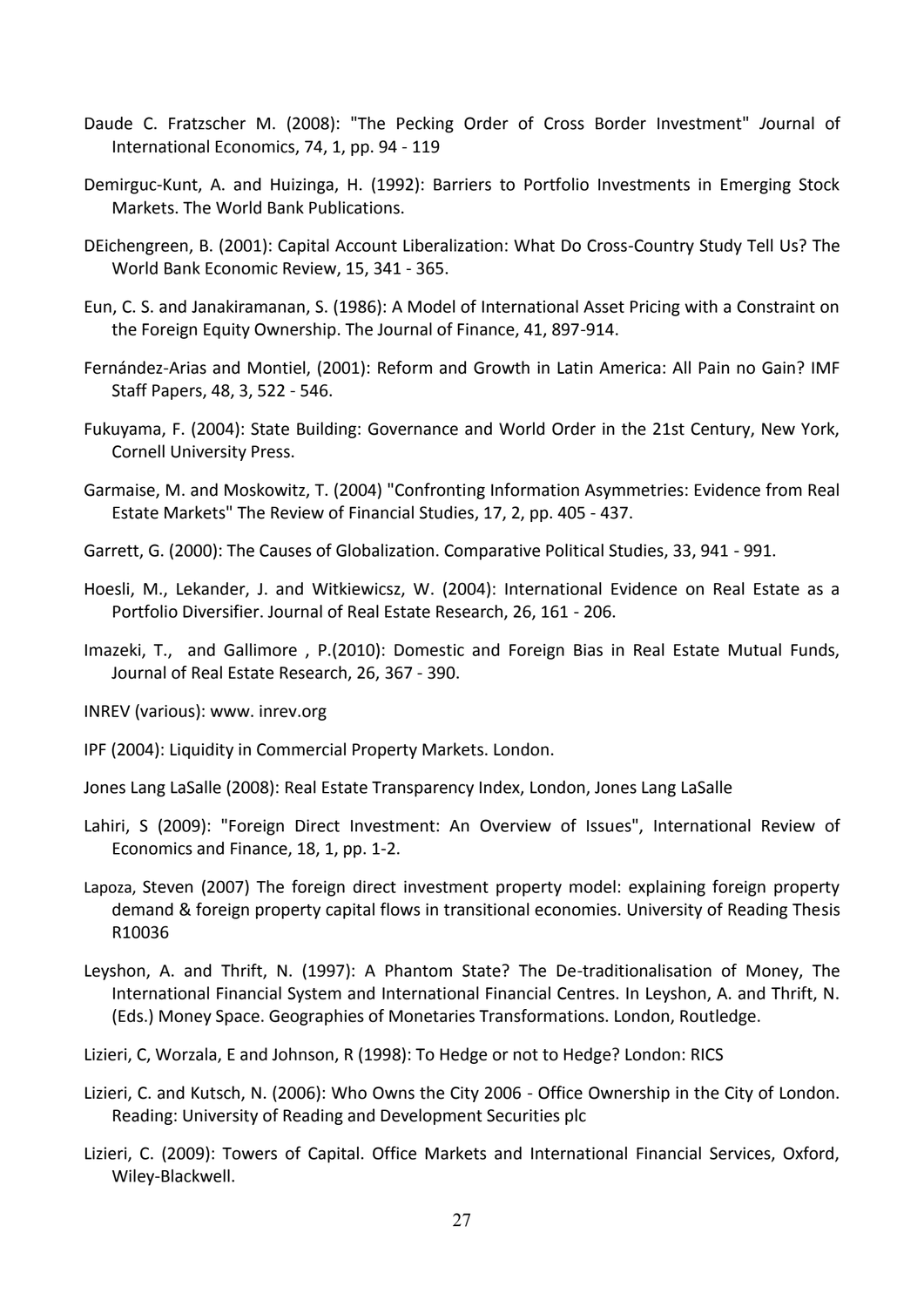Daude C. Fratzscher M. (2008): "The Pecking Order of Cross Border Investment" Journal of International Economics, 74, 1, pp. 94 - 119

Demirguc-Kunt, A. and Huizinga, H. (1992): Barriers to Portfolio Investments in Emerging Stock Markets. The World Bank Publications.

DEichengreen, B. (2001): Capital Account Liberalization: What Do Cross-Country Study Tell Us? The World Bank Economic Review, 15, 341 - 365.

Eun, C. S. and Janakiramanan, S. (1986): A Model of International Asset Pricing with a Constraint on the Foreign Equity Ownership. The Journal of Finance, 41, 897-914.

Fernández-Arias and Montiel, (2001): Reform and Growth in Latin America: All Pain no Gain? IMF Staff Papers, 48, 3, 522 - 546.

Fukuyama, F. (2004): State Building: Governance and World Order in the 21st Century, New York, Cornell University Press.

Garmaise, M. and Moskowitz, T. (2004) "Confronting Information Asymmetries: Evidence from Real Estate Markets" The Review of Financial Studies, 17, 2, pp. 405 - 437.

Garrett, G. (2000): The Causes of Globalization. Comparative Political Studies, 33, 941 - 991.

Hoesli, M., Lekander, J. and Witkiewicsz, W. (2004): International Evidence on Real Estate as a Portfolio Diversifier. Journal of Real Estate Research, 26, 161 - 206.

Imazeki, T., and Gallimore , P.(2010): Domestic and Foreign Bias in Real Estate Mutual Funds, Journal of Real Estate Research, 26, 367 - 390.

INREV (various): www. inrev.org

IPF (2004): Liquidity in Commercial Property Markets. London.

Jones Lang LaSalle (2008): Real Estate Transparency Index, London, Jones Lang LaSalle

Lahiri, S (2009): "Foreign Direct Investment: An Overview of Issues", International Review of Economics and Finance, 18, 1, pp. 1-2.

Lapoza, Steven (2007) The foreign direct investment property model: explaining foreign property demand & foreign property capital flows in transitional economies. University of Reading Thesis R10036

Leyshon, A. and Thrift, N. (1997): A Phantom State? The De-traditionalisation of Money, The International Financial System and International Financial Centres. In Leyshon, A. and Thrift, N. (Eds.) Money Space. Geographies of Monetaries Transformations. London, Routledge.

Lizieri, C, Worzala, E and Johnson, R (1998): To Hedge or not to Hedge? London: RICS

Lizieri, C. and Kutsch, N. (2006): Who Owns the City 2006 - Office Ownership in the City of London. Reading: University of Reading and Development Securities plc

Lizieri, C. (2009): Towers of Capital. Office Markets and International Financial Services, Oxford, Wiley-Blackwell.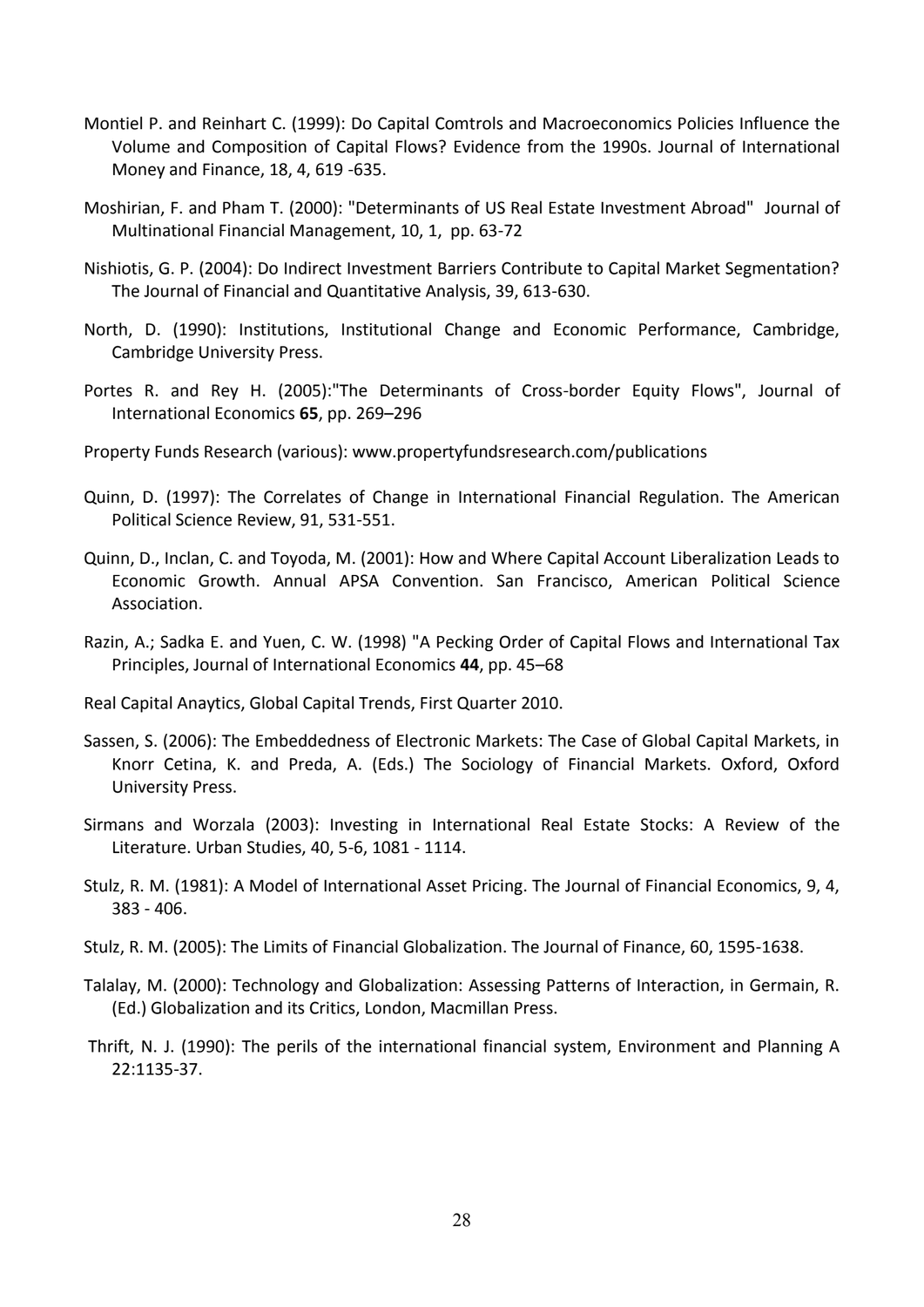Montiel P. and Reinhart C. (1999): Do Capital Comtrols and Macroeconomics Policies Influence the Volume and Composition of Capital Flows? Evidence from the 1990s. Journal of International Money and Finance, 18, 4, 619 -635.

Moshirian, F. and Pham T. (2000): "Determinants of US Real Estate Investment Abroad" Journal of Multinational Financial Management, 10, 1, pp. 63-72

Nishiotis, G. P. (2004): Do Indirect Investment Barriers Contribute to Capital Market Segmentation? The Journal of Financial and Quantitative Analysis, 39, 613-630.

North, D. (1990): Institutions, Institutional Change and Economic Performance, Cambridge, Cambridge University Press.

Portes R. and Rey H. (2005):"The Determinants of Cross-border Equity Flows", Journal of International Economics **65**, pp. 269–296

Property Funds Research (various): www.propertyfundsresearch.com/publications

Quinn, D. (1997): The Correlates of Change in International Financial Regulation. The American Political Science Review, 91, 531-551.

Quinn, D., Inclan, C. and Toyoda, M. (2001): How and Where Capital Account Liberalization Leads to Economic Growth. Annual APSA Convention. San Francisco, American Political Science Association.

Razin, A.; Sadka E. and Yuen, C. W. (1998) "A Pecking Order of Capital Flows and International Tax Principles, Journal of International Economics **44**, pp. 45–68

Real Capital Anaytics, Global Capital Trends, First Quarter 2010.

Sassen, S. (2006): The Embeddedness of Electronic Markets: The Case of Global Capital Markets, in Knorr Cetina, K. and Preda, A. (Eds.) The Sociology of Financial Markets. Oxford, Oxford University Press.

Sirmans and Worzala (2003): Investing in International Real Estate Stocks: A Review of the Literature. Urban Studies, 40, 5-6, 1081 - 1114.

Stulz, R. M. (1981): A Model of International Asset Pricing. The Journal of Financial Economics, 9, 4, 383 - 406.

Stulz, R. M. (2005): The Limits of Financial Globalization. The Journal of Finance, 60, 1595-1638.

Talalay, M. (2000): Technology and Globalization: Assessing Patterns of Interaction, in Germain, R. (Ed.) Globalization and its Critics, London, Macmillan Press.

Thrift, N. J. (1990): The perils of the international financial system, Environment and Planning A 22:1135-37.